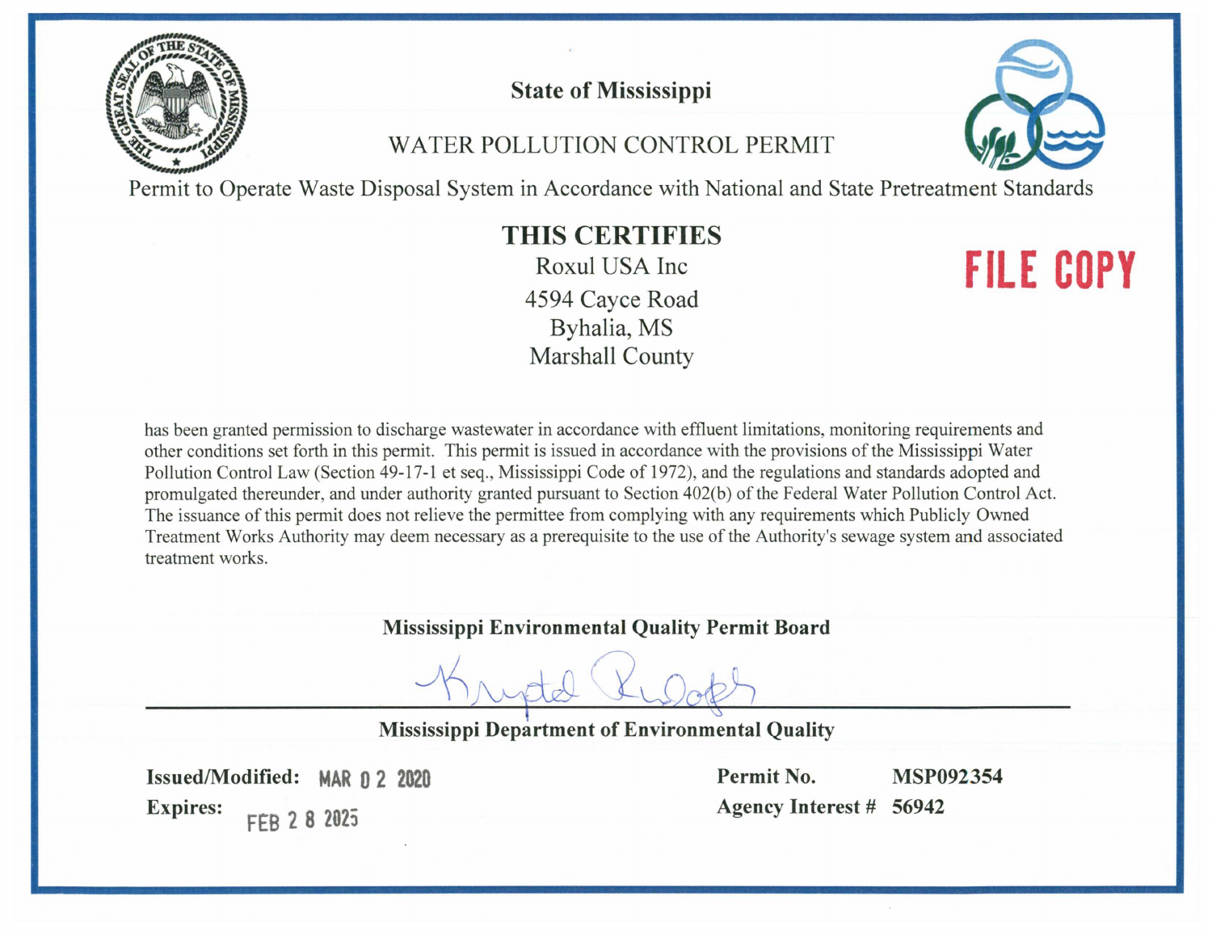# State of Mississippi

## WATER POLLUTION CONTROL PERMIT

Permit to Operate Waste Disposal System in Accordance with National and State Pretreatment Standards

FILE COPY

## THIS CERTIFIES

Roxul USA Inc
4594 Cayce Road
Byhalia, MS
Marshall County

has been granted permission to discharge wastewater in accordance with effluent limitations, monitoring requirements and other conditions set forth in this permit. This permit is issued in accordance with the provisions of the Mississippi Water Pollution Control Law (Section 49-17-1 et seq., Mississippi Code of 1972), and the regulations and standards adopted and promulgated thereunder, and under authority granted pursuant to Section 402(b) of the Federal Water Pollution Control Act. The issuance of this permit does not relieve the permittee from complying with any requirements which Publicly Owned Treatment Works Authority may deem necessary as a prerequisite to the use of the Authority's sewage system and associated treatment works.

**Mississippi Environmental Quality Permit Board**

**Mississippi Department of Environmental Quality**

**Issued/Modified:** MAR 02 2020

**Expires:** FEB 28 2025

**Permit No.** MSP092354

**Agency Interest #** 56942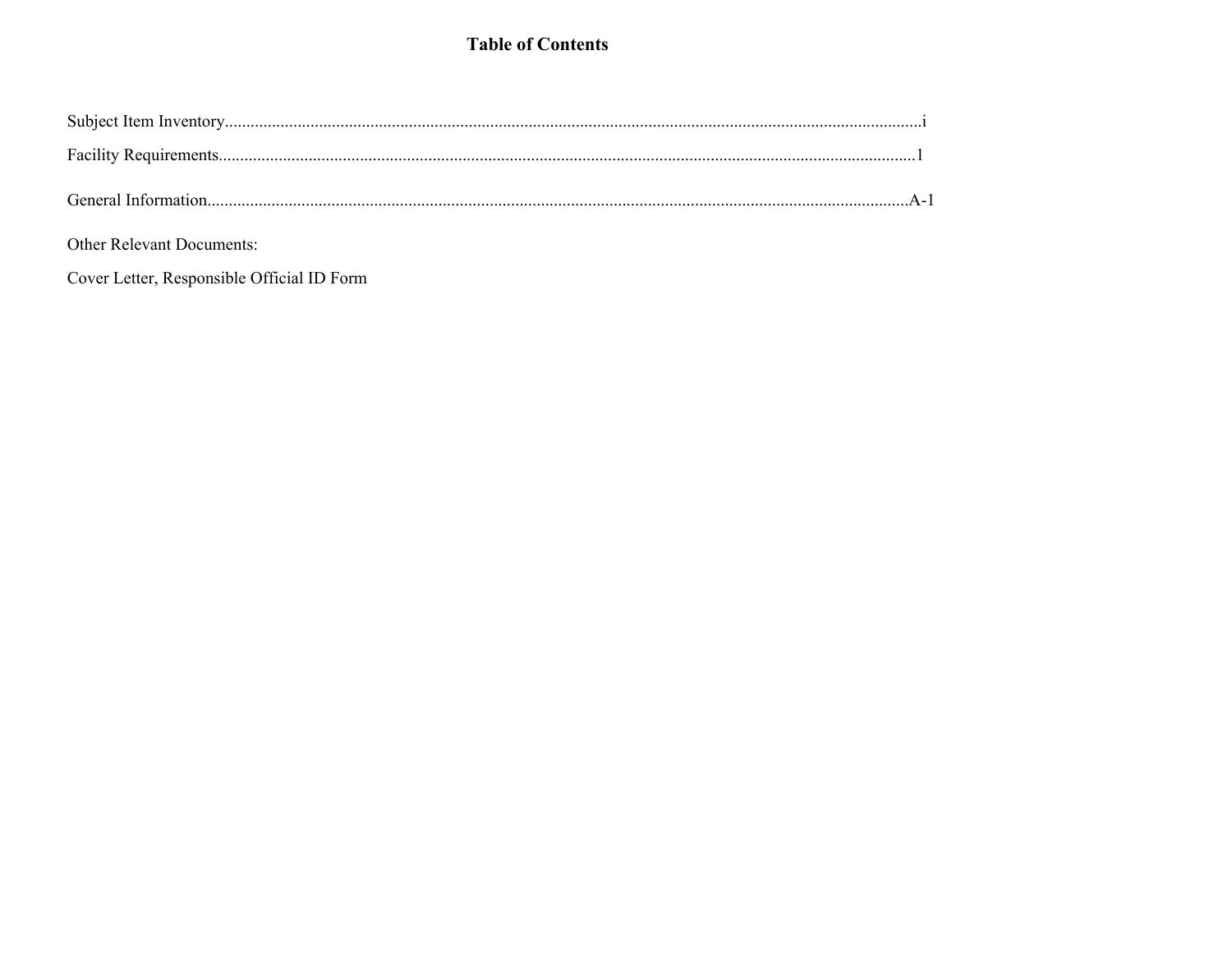# Table of Contents

Subject Item Inventory....................................................................................................................................................i

Facility Requirements....................................................................................................................................................1

General Information....................................................................................................................................................A-1

Other Relevant Documents:

Cover Letter, Responsible Official ID Form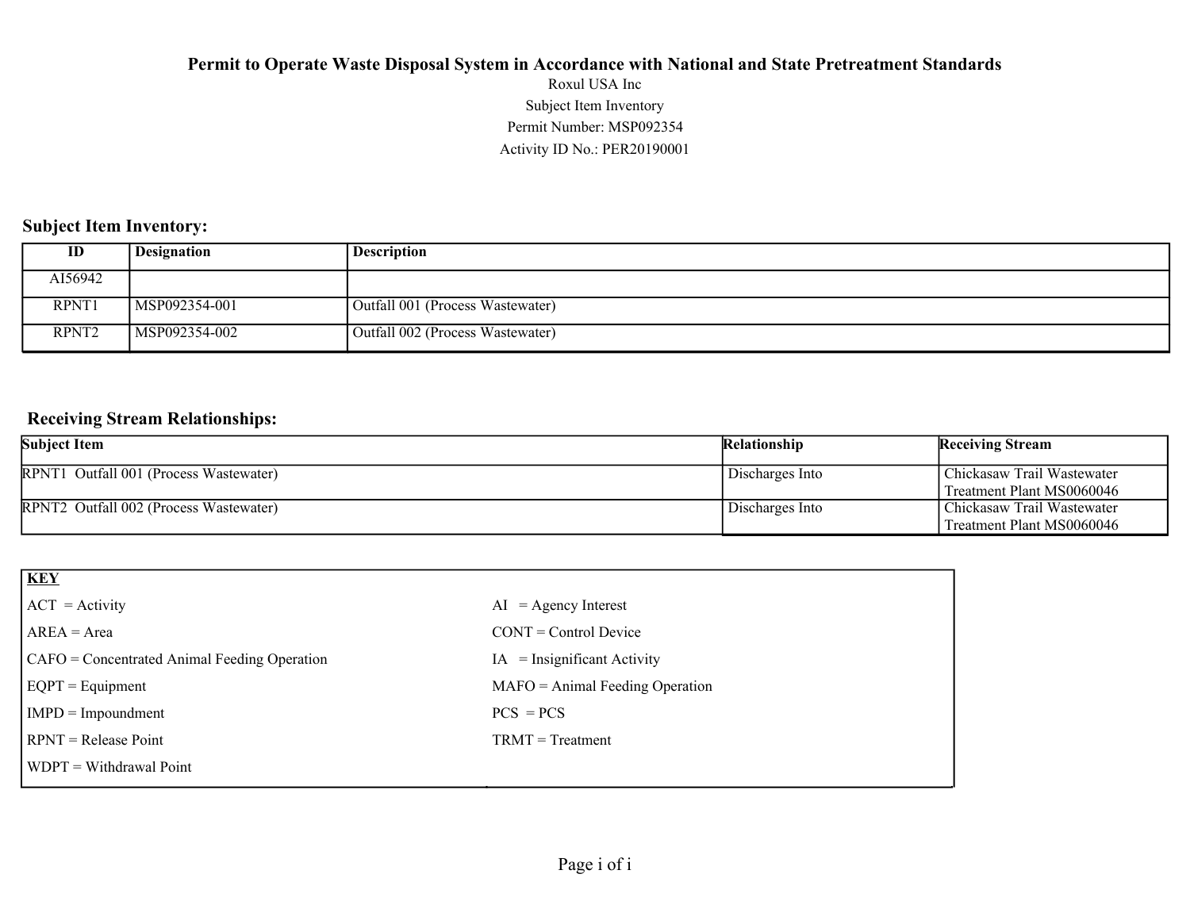# Permit to Operate Waste Disposal System in Accordance with National and State Pretreatment Standards

Roxul USA Inc

Subject Item Inventory

Permit Number: MSP092354

Activity ID No.: PER20190001

## Subject Item Inventory:

| ID | Designation | Description |
|---|---|---|
| AI56942 | | |
| RPNT1 | MSP092354-001 | Outfall 001 (Process Wastewater) |
| RPNT2 | MSP092354-002 | Outfall 002 (Process Wastewater) |

## Receiving Stream Relationships:

| Subject Item | Relationship | Receiving Stream |
|---|---|---|
| RPNT1 Outfall 001 (Process Wastewater) | Discharges Into | Chickasaw Trail Wastewater Treatment Plant MS0060046 |
| RPNT2 Outfall 002 (Process Wastewater) | Discharges Into | Chickasaw Trail Wastewater Treatment Plant MS0060046 |

| **KEY** | |
|---|---|
| ACT = Activity | AI = Agency Interest |
| AREA = Area | CONT = Control Device |
| CAFO = Concentrated Animal Feeding Operation | IA = Insignificant Activity |
| EQPT = Equipment | MAFO = Animal Feeding Operation |
| IMPD = Impoundment | PCS = PCS |
| RPNT = Release Point | TRMT = Treatment |
| WDPT = Withdrawal Point | |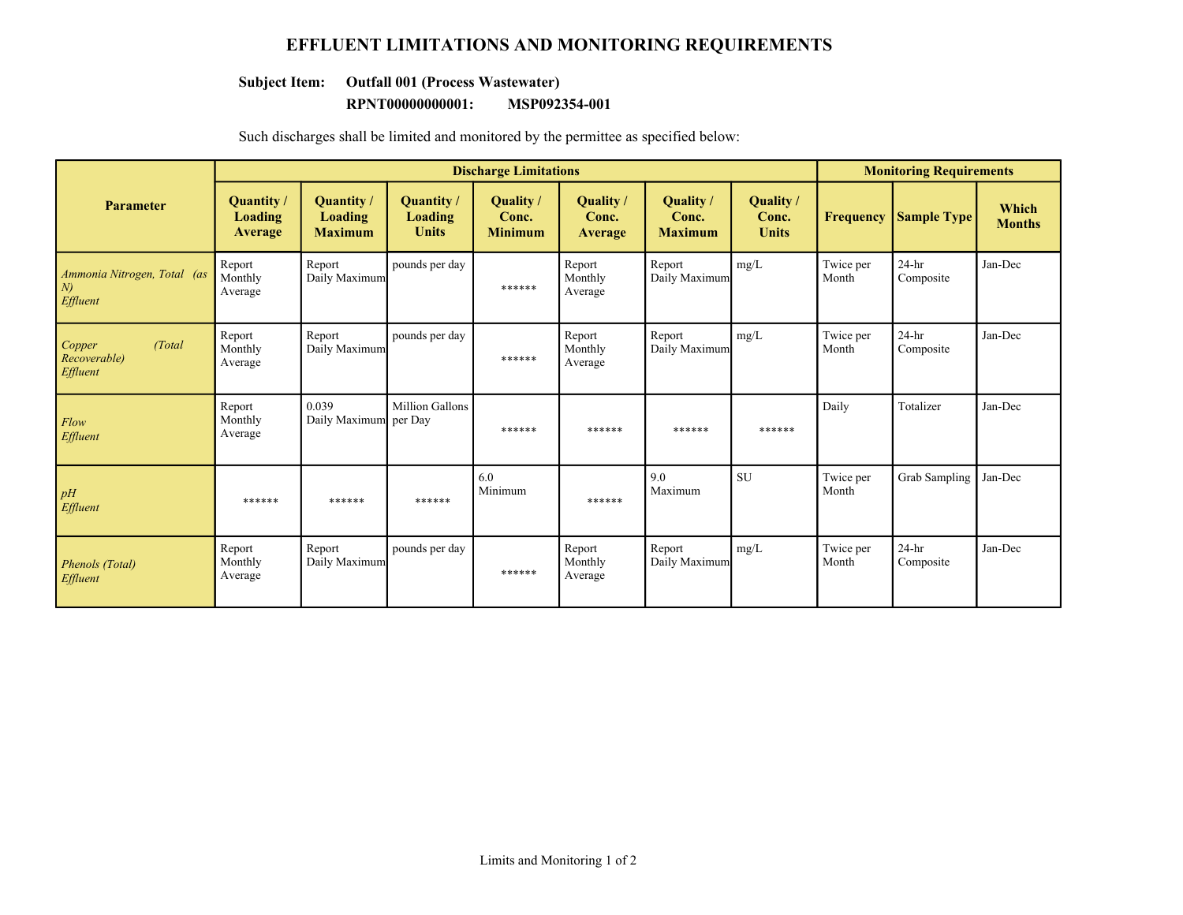# EFFLUENT LIMITATIONS AND MONITORING REQUIREMENTS

**Subject Item: Outfall 001 (Process Wastewater)**

**RPNT00000000001: MSP092354-001**

Such discharges shall be limited and monitored by the permittee as specified below:

| Parameter | Discharge Limitations | | | | | | | Monitoring Requirements | | |
|---|---|---|---|---|---|---|---|---|---|---|
| | **Quantity / Loading Average** | **Quantity / Loading Maximum** | **Quantity / Loading Units** | **Quality / Conc. Minimum** | **Quality / Conc. Average** | **Quality / Conc. Maximum** | **Quality / Conc. Units** | **Frequency** | **Sample Type** | **Which Months** |
| *Ammonia Nitrogen, Total (as N) Effluent* | Report Monthly Average | Report Daily Maximum | pounds per day | ****** | Report Monthly Average | Report Daily Maximum | mg/L | Twice per Month | 24-hr Composite | Jan-Dec |
| *Copper (Total Recoverable) Effluent* | Report Monthly Average | Report Daily Maximum | pounds per day | ****** | Report Monthly Average | Report Daily Maximum | mg/L | Twice per Month | 24-hr Composite | Jan-Dec |
| *Flow Effluent* | Report Monthly Average | 0.039 Daily Maximum | Million Gallons per Day | ****** | ****** | ****** | ****** | Daily | Totalizer | Jan-Dec |
| *pH Effluent* | ****** | ****** | ****** | 6.0 Minimum | ****** | 9.0 Maximum | SU | Twice per Month | Grab Sampling | Jan-Dec |
| *Phenols (Total) Effluent* | Report Monthly Average | Report Daily Maximum | pounds per day | ****** | Report Monthly Average | Report Daily Maximum | mg/L | Twice per Month | 24-hr Composite | Jan-Dec |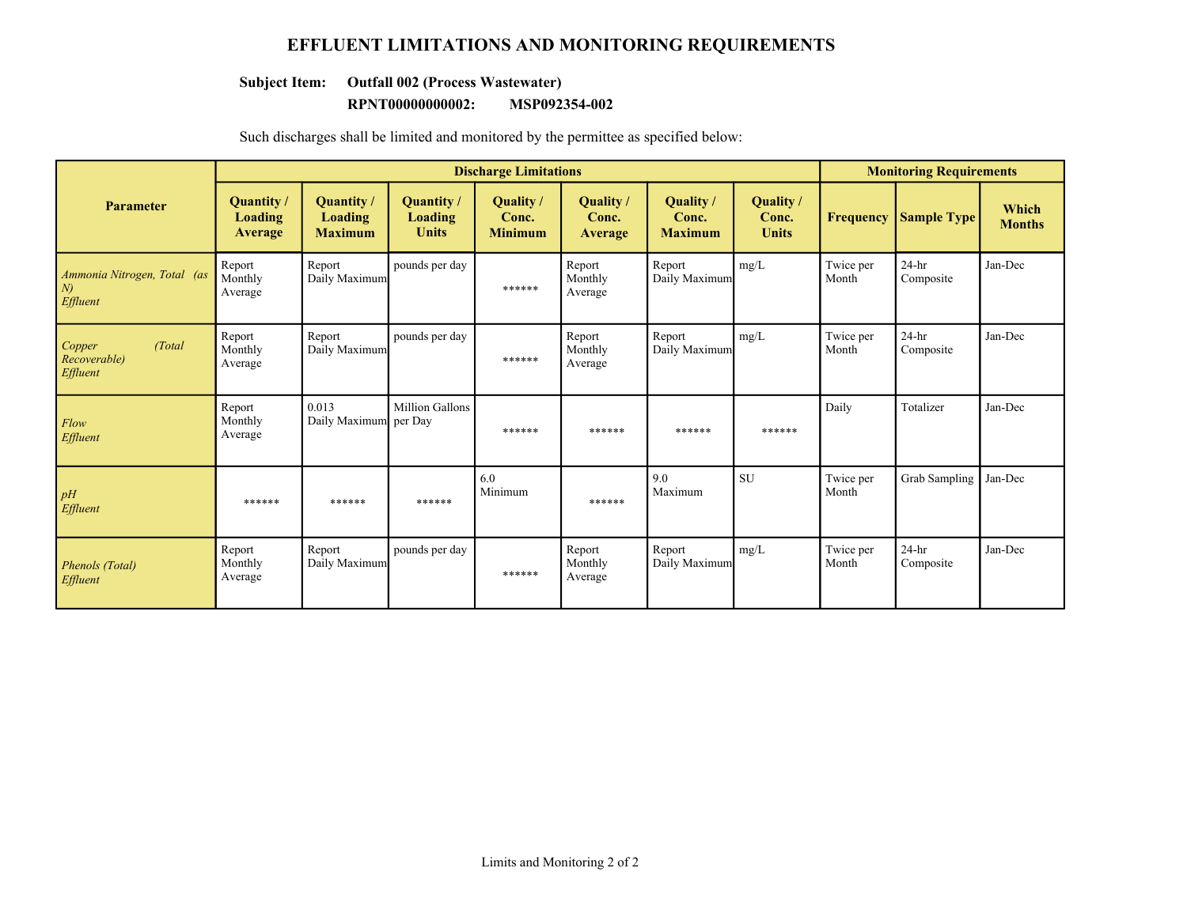# EFFLUENT LIMITATIONS AND MONITORING REQUIREMENTS

**Subject Item:** **Outfall 002 (Process Wastewater)**

**RPNT00000000002:** **MSP092354-002**

Such discharges shall be limited and monitored by the permittee as specified below:

| Parameter | Discharge Limitations | | | | | | | Monitoring Requirements | | |
|---|---|---|---|---|---|---|---|---|---|---|
| | Quantity / Loading Average | Quantity / Loading Maximum | Quantity / Loading Units | Quality / Conc. Minimum | Quality / Conc. Average | Quality / Conc. Maximum | Quality / Conc. Units | Frequency | Sample Type | Which Months |
| *Ammonia Nitrogen, Total (as N) Effluent* | Report Monthly Average | Report Daily Maximum | pounds per day | ****** | Report Monthly Average | Report Daily Maximum | mg/L | Twice per Month | 24-hr Composite | Jan-Dec |
| *Copper (Total Recoverable) Effluent* | Report Monthly Average | Report Daily Maximum | pounds per day | ****** | Report Monthly Average | Report Daily Maximum | mg/L | Twice per Month | 24-hr Composite | Jan-Dec |
| *Flow Effluent* | Report Monthly Average | 0.013 Daily Maximum | Million Gallons per Day | ****** | ****** | ****** | ****** | Daily | Totalizer | Jan-Dec |
| *pH Effluent* | ****** | ****** | ****** | 6.0 Minimum | ****** | 9.0 Maximum | SU | Twice per Month | Grab Sampling | Jan-Dec |
| *Phenols (Total) Effluent* | Report Monthly Average | Report Daily Maximum | pounds per day | ****** | Report Monthly Average | Report Daily Maximum | mg/L | Twice per Month | 24-hr Composite | Jan-Dec |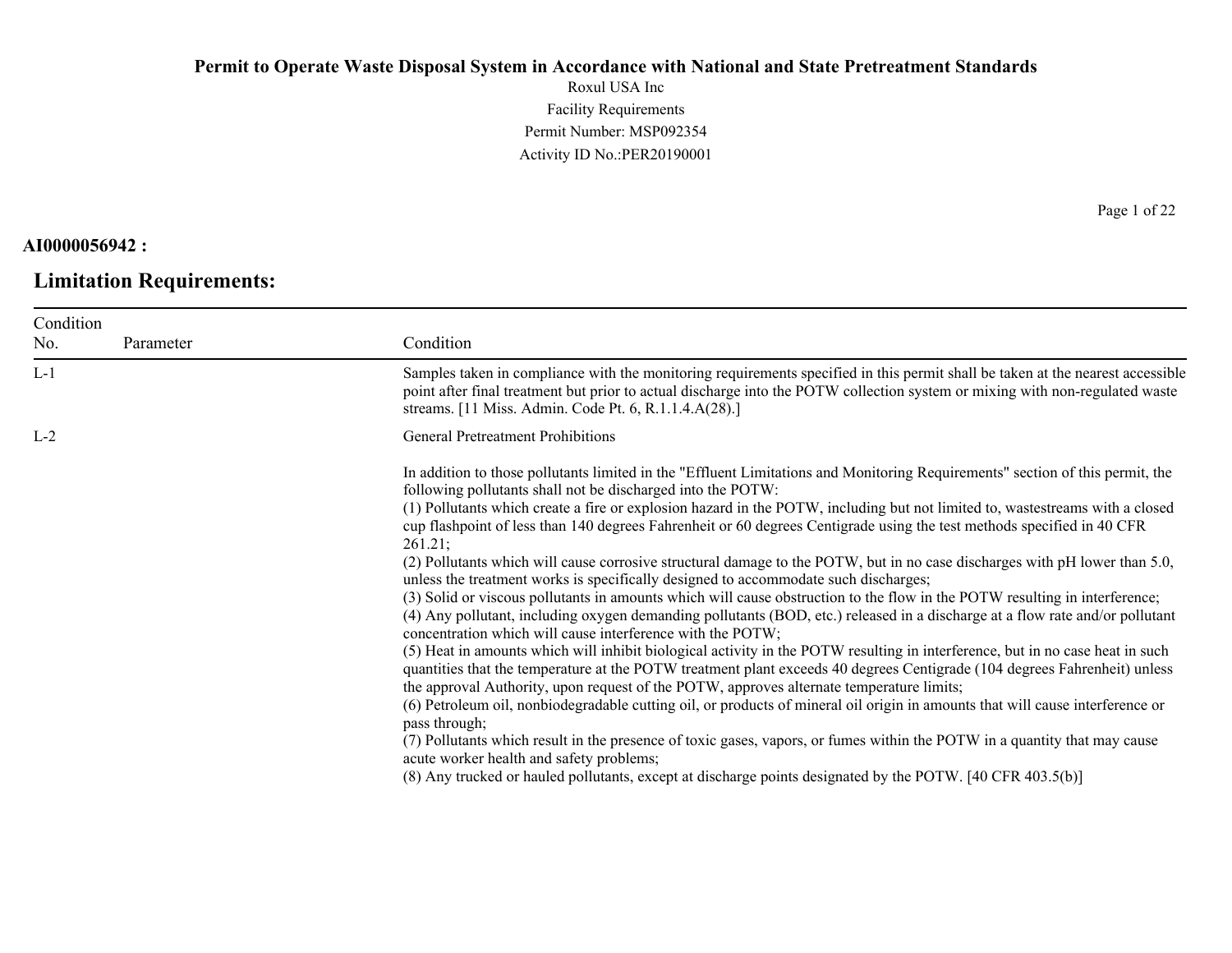# Permit to Operate Waste Disposal System in Accordance with National and State Pretreatment Standards

Roxul USA Inc
Facility Requirements
Permit Number: MSP092354
Activity ID No.:PER20190001

**AI0000056942 :**

## Limitation Requirements:

| Condition No. | Parameter | Condition |
|---|---|---|
| L-1 | | Samples taken in compliance with the monitoring requirements specified in this permit shall be taken at the nearest accessible point after final treatment but prior to actual discharge into the POTW collection system or mixing with non-regulated waste streams. [11 Miss. Admin. Code Pt. 6, R.1.1.4.A(28).] |
| L-2 | | General Pretreatment Prohibitions<br><br>In addition to those pollutants limited in the "Effluent Limitations and Monitoring Requirements" section of this permit, the following pollutants shall not be discharged into the POTW:<br>(1) Pollutants which create a fire or explosion hazard in the POTW, including but not limited to, wastestreams with a closed cup flashpoint of less than 140 degrees Fahrenheit or 60 degrees Centigrade using the test methods specified in 40 CFR 261.21;<br>(2) Pollutants which will cause corrosive structural damage to the POTW, but in no case discharges with pH lower than 5.0, unless the treatment works is specifically designed to accommodate such discharges;<br>(3) Solid or viscous pollutants in amounts which will cause obstruction to the flow in the POTW resulting in interference;<br>(4) Any pollutant, including oxygen demanding pollutants (BOD, etc.) released in a discharge at a flow rate and/or pollutant concentration which will cause interference with the POTW;<br>(5) Heat in amounts which will inhibit biological activity in the POTW resulting in interference, but in no case heat in such quantities that the temperature at the POTW treatment plant exceeds 40 degrees Centigrade (104 degrees Fahrenheit) unless the approval Authority, upon request of the POTW, approves alternate temperature limits;<br>(6) Petroleum oil, nonbiodegradable cutting oil, or products of mineral oil origin in amounts that will cause interference or pass through;<br>(7) Pollutants which result in the presence of toxic gases, vapors, or fumes within the POTW in a quantity that may cause acute worker health and safety problems;<br>(8) Any trucked or hauled pollutants, except at discharge points designated by the POTW. [40 CFR 403.5(b)] |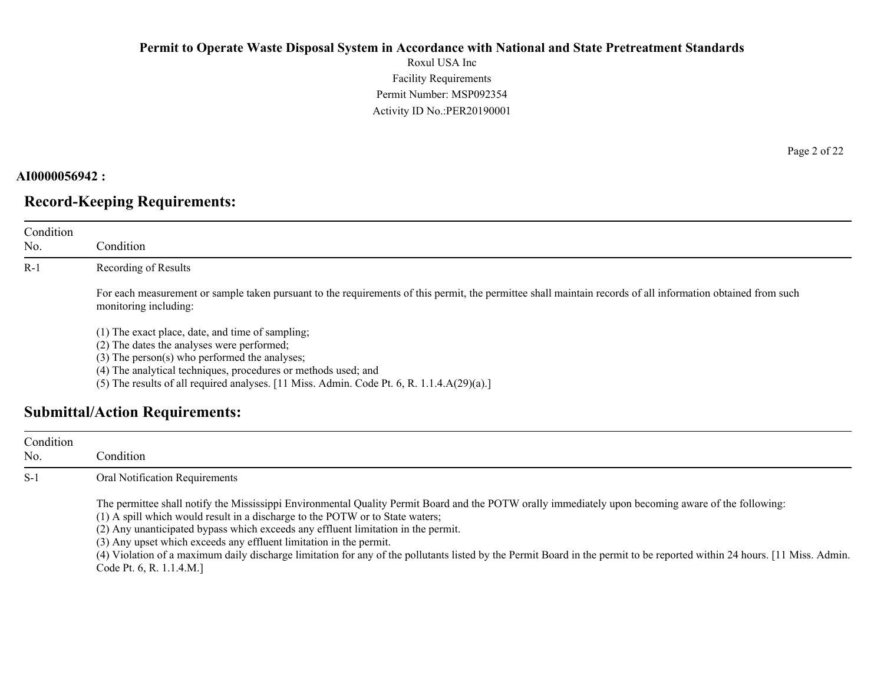# Permit to Operate Waste Disposal System in Accordance with National and State Pretreatment Standards

Roxul USA Inc
Facility Requirements
Permit Number: MSP092354
Activity ID No.:PER20190001

**AI0000056942 :**

## Record-Keeping Requirements:

| Condition No. | Condition |
|---|---|
| R-1 | Recording of Results<br><br>For each measurement or sample taken pursuant to the requirements of this permit, the permittee shall maintain records of all information obtained from such monitoring including:<br><br>(1) The exact place, date, and time of sampling;<br>(2) The dates the analyses were performed;<br>(3) The person(s) who performed the analyses;<br>(4) The analytical techniques, procedures or methods used; and<br>(5) The results of all required analyses. [11 Miss. Admin. Code Pt. 6, R. 1.1.4.A(29)(a).] |

## Submittal/Action Requirements:

| Condition No. | Condition |
|---|---|
| S-1 | Oral Notification Requirements<br><br>The permittee shall notify the Mississippi Environmental Quality Permit Board and the POTW orally immediately upon becoming aware of the following:<br>(1) A spill which would result in a discharge to the POTW or to State waters;<br>(2) Any unanticipated bypass which exceeds any effluent limitation in the permit.<br>(3) Any upset which exceeds any effluent limitation in the permit.<br>(4) Violation of a maximum daily discharge limitation for any of the pollutants listed by the Permit Board in the permit to be reported within 24 hours. [11 Miss. Admin. Code Pt. 6, R. 1.1.4.M.] |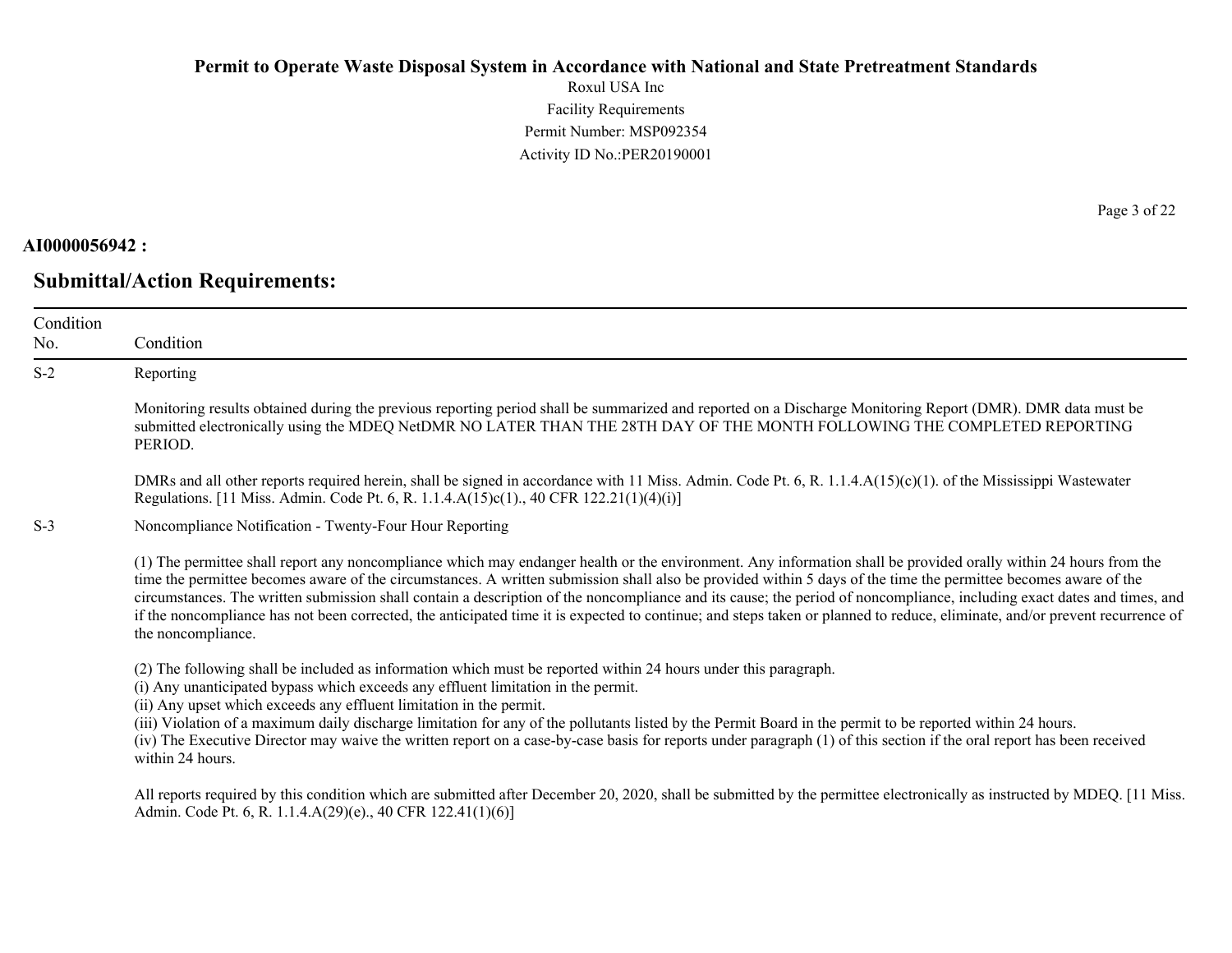**AI0000056942 :**

## Submittal/Action Requirements:

| Condition No. | Condition |
|---|---|
| S-2 | Reporting<br><br>Monitoring results obtained during the previous reporting period shall be summarized and reported on a Discharge Monitoring Report (DMR). DMR data must be submitted electronically using the MDEQ NetDMR NO LATER THAN THE 28TH DAY OF THE MONTH FOLLOWING THE COMPLETED REPORTING PERIOD.<br><br>DMRs and all other reports required herein, shall be signed in accordance with 11 Miss. Admin. Code Pt. 6, R. 1.1.4.A(15)(c)(1). of the Mississippi Wastewater Regulations. [11 Miss. Admin. Code Pt. 6, R. 1.1.4.A(15)c(1)., 40 CFR 122.21(1)(4)(i)] |
| S-3 | Noncompliance Notification - Twenty-Four Hour Reporting<br><br>(1) The permittee shall report any noncompliance which may endanger health or the environment. Any information shall be provided orally within 24 hours from the time the permittee becomes aware of the circumstances. A written submission shall also be provided within 5 days of the time the permittee becomes aware of the circumstances. The written submission shall contain a description of the noncompliance and its cause; the period of noncompliance, including exact dates and times, and if the noncompliance has not been corrected, the anticipated time it is expected to continue; and steps taken or planned to reduce, eliminate, and/or prevent recurrence of the noncompliance.<br><br>(2) The following shall be included as information which must be reported within 24 hours under this paragraph.<br>(i) Any unanticipated bypass which exceeds any effluent limitation in the permit.<br>(ii) Any upset which exceeds any effluent limitation in the permit.<br>(iii) Violation of a maximum daily discharge limitation for any of the pollutants listed by the Permit Board in the permit to be reported within 24 hours.<br>(iv) The Executive Director may waive the written report on a case-by-case basis for reports under paragraph (1) of this section if the oral report has been received within 24 hours.<br><br>All reports required by this condition which are submitted after December 20, 2020, shall be submitted by the permittee electronically as instructed by MDEQ. [11 Miss. Admin. Code Pt. 6, R. 1.1.4.A(29)(e)., 40 CFR 122.41(1)(6)] |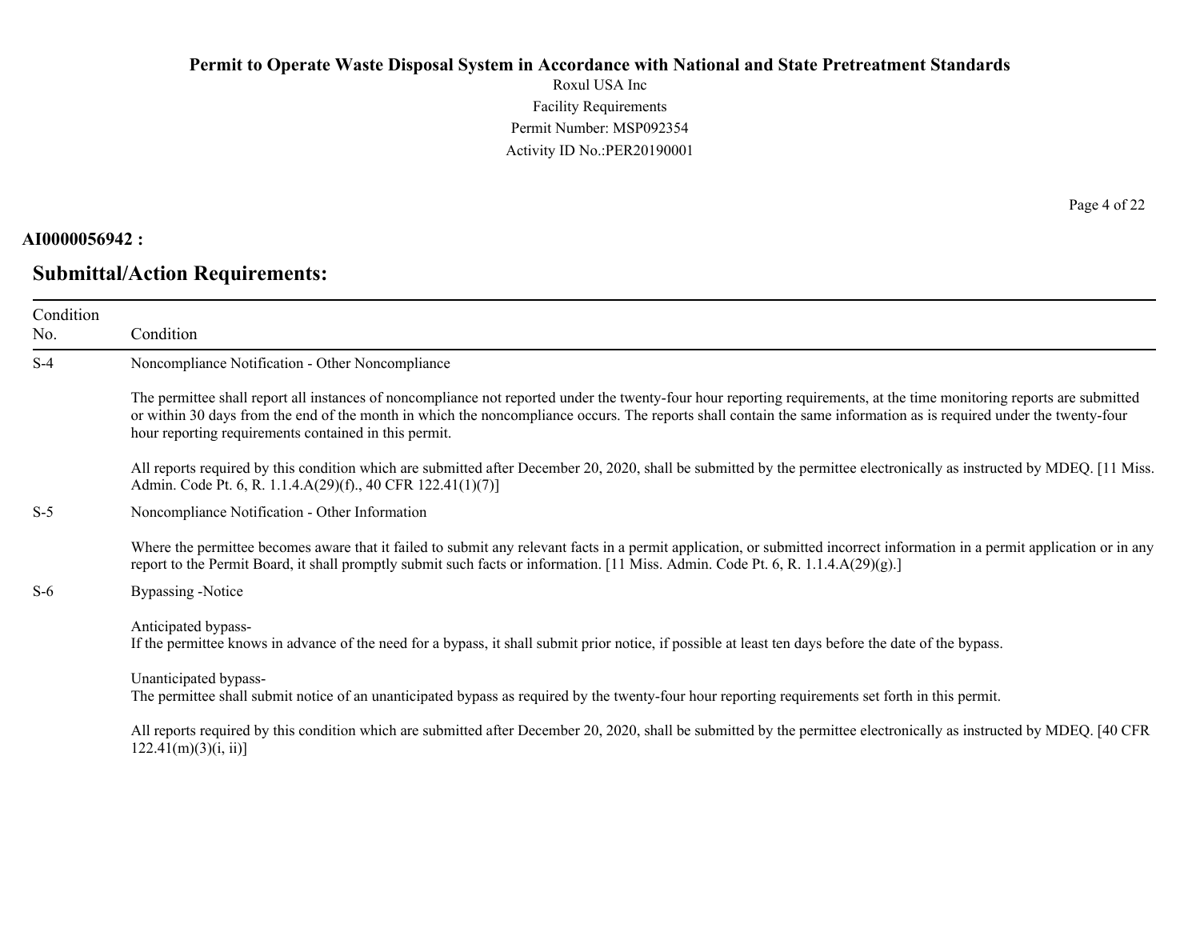**AI0000056942 :**

## Submittal/Action Requirements:

| Condition No. | Condition |
|---|---|
| S-4 | Noncompliance Notification - Other Noncompliance<br><br>The permittee shall report all instances of noncompliance not reported under the twenty-four hour reporting requirements, at the time monitoring reports are submitted or within 30 days from the end of the month in which the noncompliance occurs. The reports shall contain the same information as is required under the twenty-four hour reporting requirements contained in this permit.<br><br>All reports required by this condition which are submitted after December 20, 2020, shall be submitted by the permittee electronically as instructed by MDEQ. [11 Miss. Admin. Code Pt. 6, R. 1.1.4.A(29)(f)., 40 CFR 122.41(1)(7)] |
| S-5 | Noncompliance Notification - Other Information<br><br>Where the permittee becomes aware that it failed to submit any relevant facts in a permit application, or submitted incorrect information in a permit application or in any report to the Permit Board, it shall promptly submit such facts or information. [11 Miss. Admin. Code Pt. 6, R. 1.1.4.A(29)(g).] |
| S-6 | Bypassing -Notice<br><br>Anticipated bypass-<br>If the permittee knows in advance of the need for a bypass, it shall submit prior notice, if possible at least ten days before the date of the bypass.<br><br>Unanticipated bypass-<br>The permittee shall submit notice of an unanticipated bypass as required by the twenty-four hour reporting requirements set forth in this permit.<br><br>All reports required by this condition which are submitted after December 20, 2020, shall be submitted by the permittee electronically as instructed by MDEQ. [40 CFR 122.41(m)(3)(i, ii)] |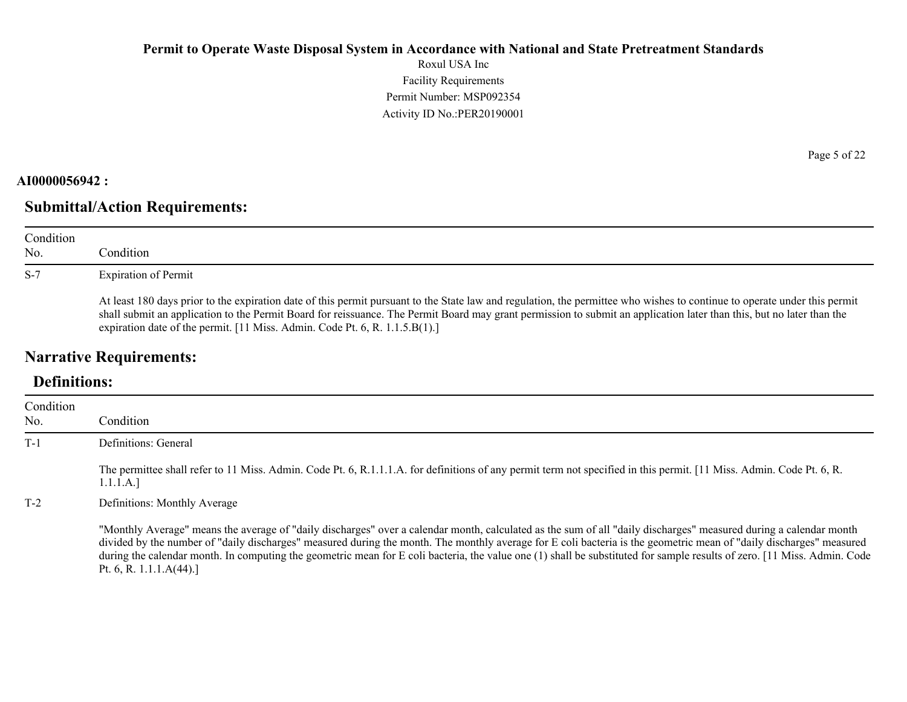**AI0000056942 :**

## Submittal/Action Requirements:

| Condition No. | Condition |
|---|---|
| S-7 | Expiration of Permit<br><br>At least 180 days prior to the expiration date of this permit pursuant to the State law and regulation, the permittee who wishes to continue to operate under this permit shall submit an application to the Permit Board for reissuance. The Permit Board may grant permission to submit an application later than this, but no later than the expiration date of the permit. [11 Miss. Admin. Code Pt. 6, R. 1.1.5.B(1).] |

## Narrative Requirements:

### Definitions:

| Condition No. | Condition |
|---|---|
| T-1 | Definitions: General<br><br>The permittee shall refer to 11 Miss. Admin. Code Pt. 6, R.1.1.1.A. for definitions of any permit term not specified in this permit. [11 Miss. Admin. Code Pt. 6, R. 1.1.1.A.] |
| T-2 | Definitions: Monthly Average<br><br>"Monthly Average" means the average of "daily discharges" over a calendar month, calculated as the sum of all "daily discharges" measured during a calendar month divided by the number of "daily discharges" measured during the month. The monthly average for E coli bacteria is the geometric mean of "daily discharges" measured during the calendar month. In computing the geometric mean for E coli bacteria, the value one (1) shall be substituted for sample results of zero. [11 Miss. Admin. Code Pt. 6, R. 1.1.1.A(44).] |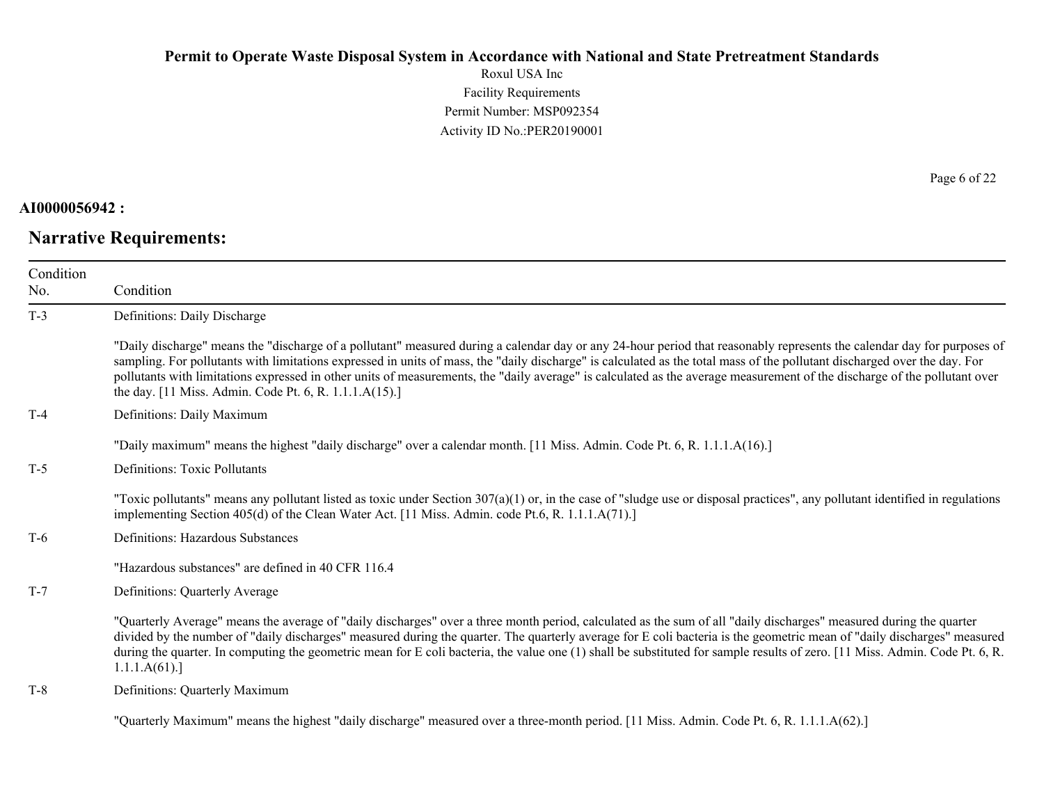**AI0000056942 :**

## Narrative Requirements:

| Condition No. | Condition |
|---|---|
| T-3 | Definitions: Daily Discharge<br><br>"Daily discharge" means the "discharge of a pollutant" measured during a calendar day or any 24-hour period that reasonably represents the calendar day for purposes of sampling. For pollutants with limitations expressed in units of mass, the "daily discharge" is calculated as the total mass of the pollutant discharged over the day. For pollutants with limitations expressed in other units of measurements, the "daily average" is calculated as the average measurement of the discharge of the pollutant over the day. [11 Miss. Admin. Code Pt. 6, R. 1.1.1.A(15).] |
| T-4 | Definitions: Daily Maximum<br><br>"Daily maximum" means the highest "daily discharge" over a calendar month. [11 Miss. Admin. Code Pt. 6, R. 1.1.1.A(16).] |
| T-5 | Definitions: Toxic Pollutants<br><br>"Toxic pollutants" means any pollutant listed as toxic under Section 307(a)(1) or, in the case of "sludge use or disposal practices", any pollutant identified in regulations implementing Section 405(d) of the Clean Water Act. [11 Miss. Admin. code Pt.6, R. 1.1.1.A(71).] |
| T-6 | Definitions: Hazardous Substances<br><br>"Hazardous substances" are defined in 40 CFR 116.4 |
| T-7 | Definitions: Quarterly Average<br><br>"Quarterly Average" means the average of "daily discharges" over a three month period, calculated as the sum of all "daily discharges" measured during the quarter divided by the number of "daily discharges" measured during the quarter. The quarterly average for E coli bacteria is the geometric mean of "daily discharges" measured during the quarter. In computing the geometric mean for E coli bacteria, the value one (1) shall be substituted for sample results of zero. [11 Miss. Admin. Code Pt. 6, R. 1.1.1.A(61).] |
| T-8 | Definitions: Quarterly Maximum<br><br>"Quarterly Maximum" means the highest "daily discharge" measured over a three-month period. [11 Miss. Admin. Code Pt. 6, R. 1.1.1.A(62).] |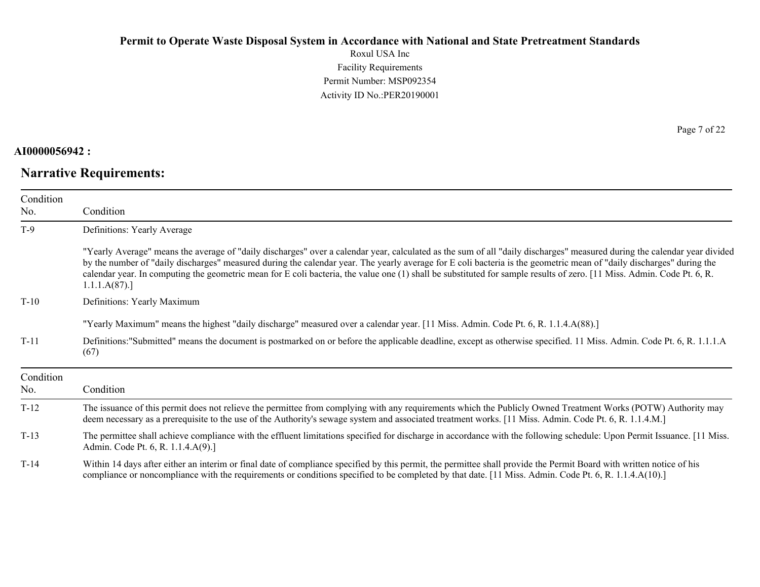**AI0000056942 :**

## Narrative Requirements:

| Condition No. | Condition |
|---|---|
| T-9 | Definitions: Yearly Average<br><br>"Yearly Average" means the average of "daily discharges" over a calendar year, calculated as the sum of all "daily discharges" measured during the calendar year divided by the number of "daily discharges" measured during the calendar year. The yearly average for E coli bacteria is the geometric mean of "daily discharges" during the calendar year. In computing the geometric mean for E coli bacteria, the value one (1) shall be substituted for sample results of zero. [11 Miss. Admin. Code Pt. 6, R. 1.1.1.A(87).] |
| T-10 | Definitions: Yearly Maximum<br><br>"Yearly Maximum" means the highest "daily discharge" measured over a calendar year. [11 Miss. Admin. Code Pt. 6, R. 1.1.4.A(88).] |
| T-11 | Definitions:"Submitted" means the document is postmarked on or before the applicable deadline, except as otherwise specified. 11 Miss. Admin. Code Pt. 6, R. 1.1.1.A (67) |

| Condition No. | Condition |
|---|---|
| T-12 | The issuance of this permit does not relieve the permittee from complying with any requirements which the Publicly Owned Treatment Works (POTW) Authority may deem necessary as a prerequisite to the use of the Authority's sewage system and associated treatment works. [11 Miss. Admin. Code Pt. 6, R. 1.1.4.M.] |
| T-13 | The permittee shall achieve compliance with the effluent limitations specified for discharge in accordance with the following schedule: Upon Permit Issuance. [11 Miss. Admin. Code Pt. 6, R. 1.1.4.A(9).] |
| T-14 | Within 14 days after either an interim or final date of compliance specified by this permit, the permittee shall provide the Permit Board with written notice of his compliance or noncompliance with the requirements or conditions specified to be completed by that date. [11 Miss. Admin. Code Pt. 6, R. 1.1.4.A(10).] |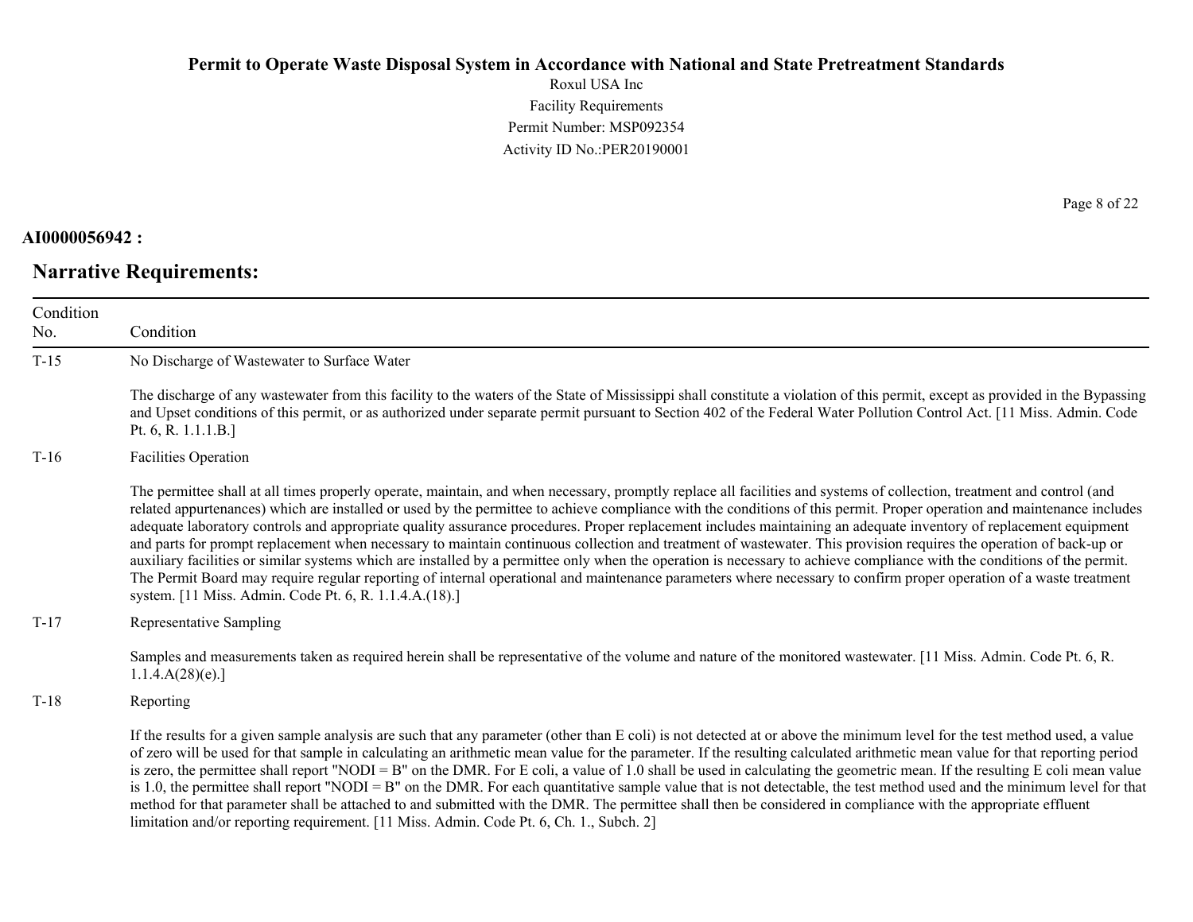**AI0000056942 :**

## Narrative Requirements:

| Condition No. | Condition |
|---|---|
| T-15 | No Discharge of Wastewater to Surface Water<br><br>The discharge of any wastewater from this facility to the waters of the State of Mississippi shall constitute a violation of this permit, except as provided in the Bypassing and Upset conditions of this permit, or as authorized under separate permit pursuant to Section 402 of the Federal Water Pollution Control Act. [11 Miss. Admin. Code Pt. 6, R. 1.1.1.B.] |
| T-16 | Facilities Operation<br><br>The permittee shall at all times properly operate, maintain, and when necessary, promptly replace all facilities and systems of collection, treatment and control (and related appurtenances) which are installed or used by the permittee to achieve compliance with the conditions of this permit. Proper operation and maintenance includes adequate laboratory controls and appropriate quality assurance procedures. Proper replacement includes maintaining an adequate inventory of replacement equipment and parts for prompt replacement when necessary to maintain continuous collection and treatment of wastewater. This provision requires the operation of back-up or auxiliary facilities or similar systems which are installed by a permittee only when the operation is necessary to achieve compliance with the conditions of the permit. The Permit Board may require regular reporting of internal operational and maintenance parameters where necessary to confirm proper operation of a waste treatment system. [11 Miss. Admin. Code Pt. 6, R. 1.1.4.A.(18).] |
| T-17 | Representative Sampling<br><br>Samples and measurements taken as required herein shall be representative of the volume and nature of the monitored wastewater. [11 Miss. Admin. Code Pt. 6, R. 1.1.4.A(28)(e).] |
| T-18 | Reporting<br><br>If the results for a given sample analysis are such that any parameter (other than E coli) is not detected at or above the minimum level for the test method used, a value of zero will be used for that sample in calculating an arithmetic mean value for the parameter. If the resulting calculated arithmetic mean value for that reporting period is zero, the permittee shall report "NODI = B" on the DMR. For E coli, a value of 1.0 shall be used in calculating the geometric mean. If the resulting E coli mean value is 1.0, the permittee shall report "NODI = B" on the DMR. For each quantitative sample value that is not detectable, the test method used and the minimum level for that method for that parameter shall be attached to and submitted with the DMR. The permittee shall then be considered in compliance with the appropriate effluent limitation and/or reporting requirement. [11 Miss. Admin. Code Pt. 6, Ch. 1., Subch. 2] |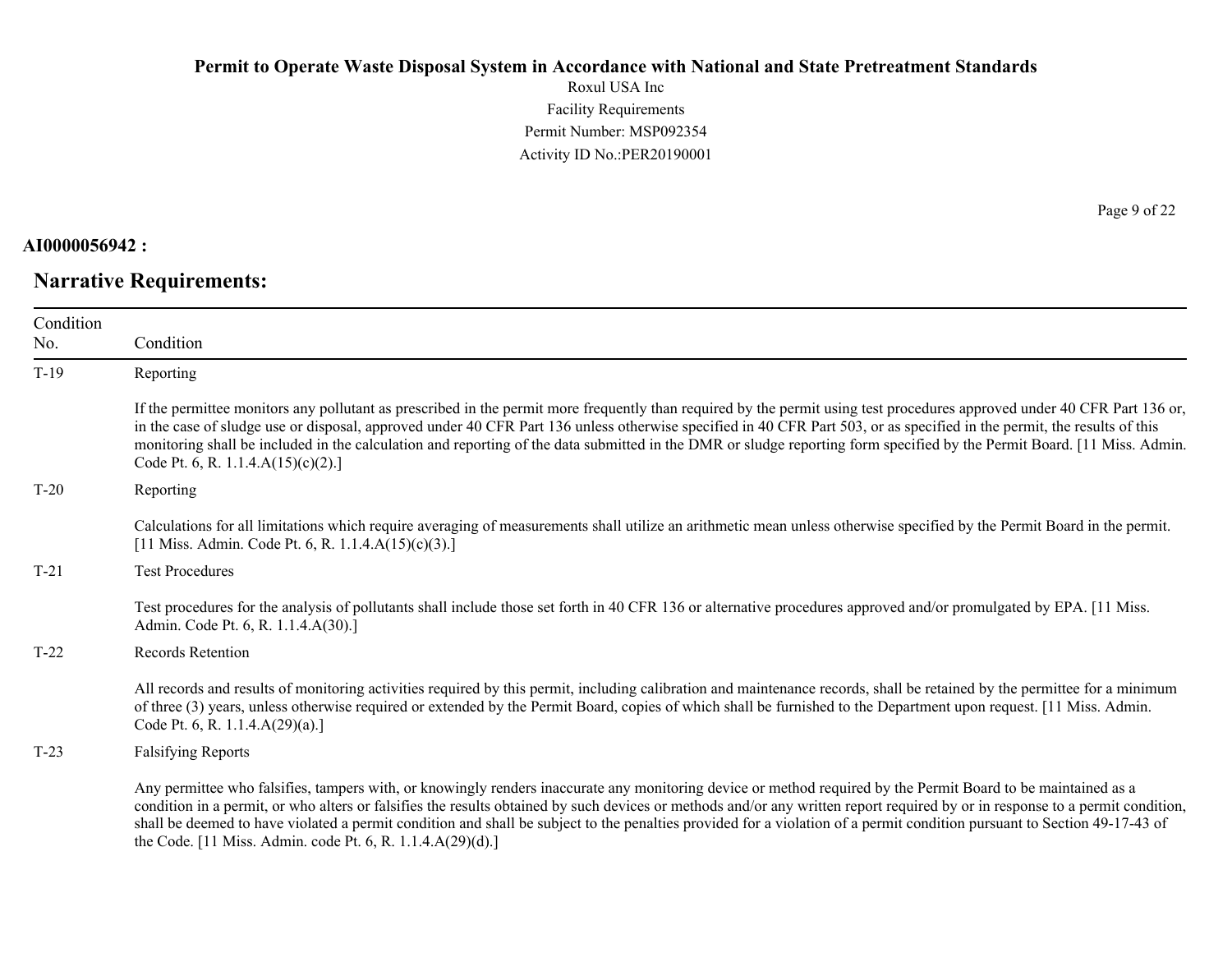**AI0000056942 :**

## Narrative Requirements:

| Condition No. | Condition |
|---|---|
| T-19 | Reporting<br><br>If the permittee monitors any pollutant as prescribed in the permit more frequently than required by the permit using test procedures approved under 40 CFR Part 136 or, in the case of sludge use or disposal, approved under 40 CFR Part 136 unless otherwise specified in 40 CFR Part 503, or as specified in the permit, the results of this monitoring shall be included in the calculation and reporting of the data submitted in the DMR or sludge reporting form specified by the Permit Board. [11 Miss. Admin. Code Pt. 6, R. 1.1.4.A(15)(c)(2).] |
| T-20 | Reporting<br><br>Calculations for all limitations which require averaging of measurements shall utilize an arithmetic mean unless otherwise specified by the Permit Board in the permit. [11 Miss. Admin. Code Pt. 6, R. 1.1.4.A(15)(c)(3).] |
| T-21 | Test Procedures<br><br>Test procedures for the analysis of pollutants shall include those set forth in 40 CFR 136 or alternative procedures approved and/or promulgated by EPA. [11 Miss. Admin. Code Pt. 6, R. 1.1.4.A(30).] |
| T-22 | Records Retention<br><br>All records and results of monitoring activities required by this permit, including calibration and maintenance records, shall be retained by the permittee for a minimum of three (3) years, unless otherwise required or extended by the Permit Board, copies of which shall be furnished to the Department upon request. [11 Miss. Admin. Code Pt. 6, R. 1.1.4.A(29)(a).] |
| T-23 | Falsifying Reports<br><br>Any permittee who falsifies, tampers with, or knowingly renders inaccurate any monitoring device or method required by the Permit Board to be maintained as a condition in a permit, or who alters or falsifies the results obtained by such devices or methods and/or any written report required by or in response to a permit condition, shall be deemed to have violated a permit condition and shall be subject to the penalties provided for a violation of a permit condition pursuant to Section 49-17-43 of the Code. [11 Miss. Admin. code Pt. 6, R. 1.1.4.A(29)(d).] |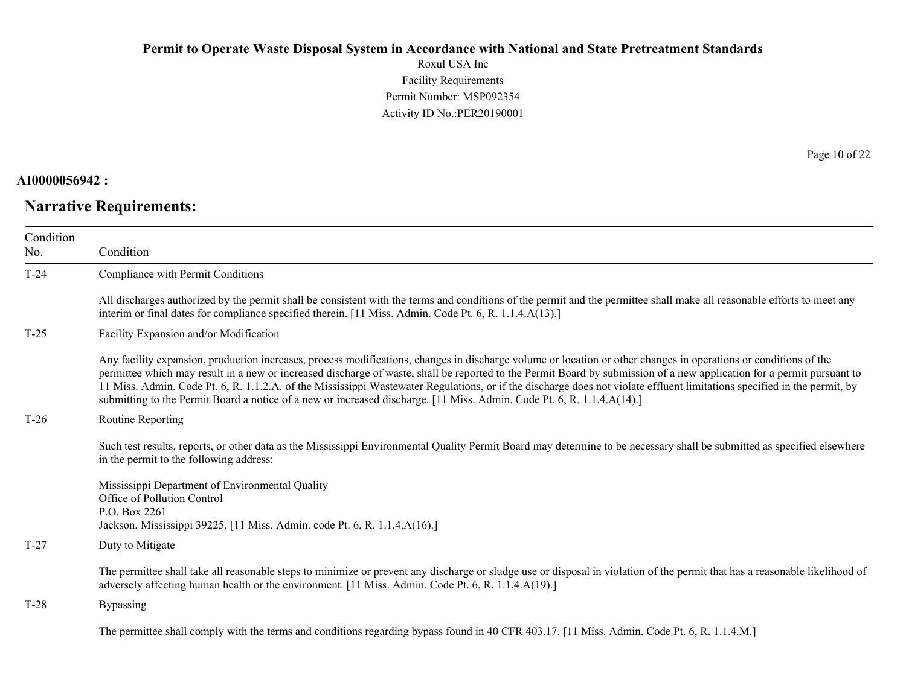**AI0000056942 :**

## Narrative Requirements:

| Condition No. | Condition |
|---|---|
| T-24 | Compliance with Permit Conditions<br><br>All discharges authorized by the permit shall be consistent with the terms and conditions of the permit and the permittee shall make all reasonable efforts to meet any interim or final dates for compliance specified therein. [11 Miss. Admin. Code Pt. 6, R. 1.1.4.A(13).] |
| T-25 | Facility Expansion and/or Modification<br><br>Any facility expansion, production increases, process modifications, changes in discharge volume or location or other changes in operations or conditions of the permittee which may result in a new or increased discharge of waste, shall be reported to the Permit Board by submission of a new application for a permit pursuant to 11 Miss. Admin. Code Pt. 6, R. 1.1.2.A. of the Mississippi Wastewater Regulations, or if the discharge does not violate effluent limitations specified in the permit, by submitting to the Permit Board a notice of a new or increased discharge. [11 Miss. Admin. Code Pt. 6, R. 1.1.4.A(14).] |
| T-26 | Routine Reporting<br><br>Such test results, reports, or other data as the Mississippi Environmental Quality Permit Board may determine to be necessary shall be submitted as specified elsewhere in the permit to the following address:<br><br>Mississippi Department of Environmental Quality<br>Office of Pollution Control<br>P.O. Box 2261<br>Jackson, Mississippi 39225. [11 Miss. Admin. code Pt. 6, R. 1.1.4.A(16).] |
| T-27 | Duty to Mitigate<br><br>The permittee shall take all reasonable steps to minimize or prevent any discharge or sludge use or disposal in violation of the permit that has a reasonable likelihood of adversely affecting human health or the environment. [11 Miss. Admin. Code Pt. 6, R. 1.1.4.A(19).] |
| T-28 | Bypassing<br><br>The permittee shall comply with the terms and conditions regarding bypass found in 40 CFR 403.17. [11 Miss. Admin. Code Pt. 6, R. 1.1.4.M.] |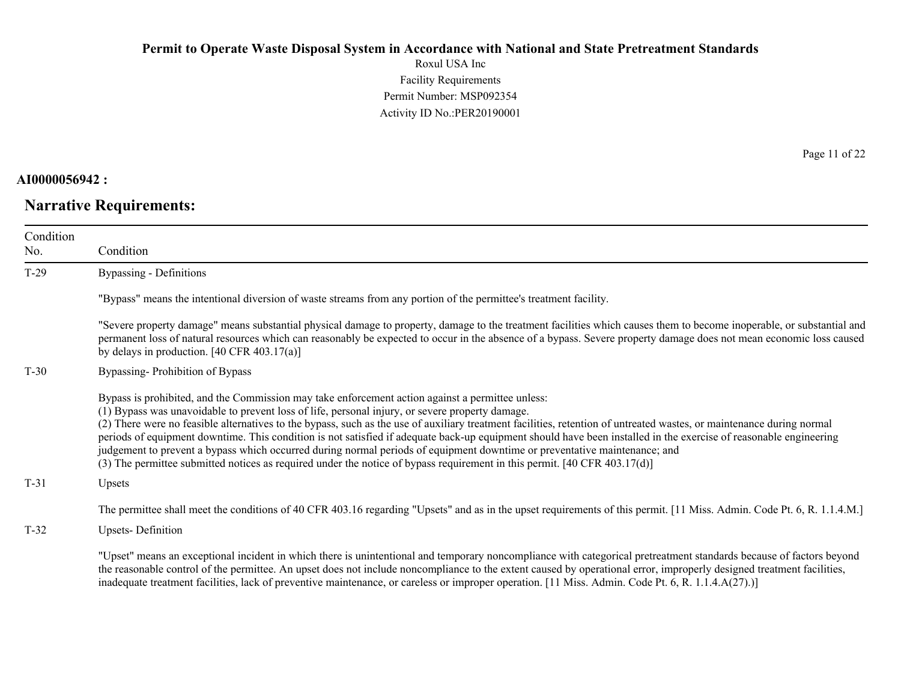AI0000056942 :

## Narrative Requirements:

| Condition No. | Condition |
|---|---|
| T-29 | Bypassing - Definitions<br><br>"Bypass" means the intentional diversion of waste streams from any portion of the permittee's treatment facility.<br><br>"Severe property damage" means substantial physical damage to property, damage to the treatment facilities which causes them to become inoperable, or substantial and permanent loss of natural resources which can reasonably be expected to occur in the absence of a bypass. Severe property damage does not mean economic loss caused by delays in production. [40 CFR 403.17(a)] |
| T-30 | Bypassing- Prohibition of Bypass<br><br>Bypass is prohibited, and the Commission may take enforcement action against a permittee unless:<br>(1) Bypass was unavoidable to prevent loss of life, personal injury, or severe property damage.<br>(2) There were no feasible alternatives to the bypass, such as the use of auxiliary treatment facilities, retention of untreated wastes, or maintenance during normal periods of equipment downtime. This condition is not satisfied if adequate back-up equipment should have been installed in the exercise of reasonable engineering judgement to prevent a bypass which occurred during normal periods of equipment downtime or preventative maintenance; and<br>(3) The permittee submitted notices as required under the notice of bypass requirement in this permit. [40 CFR 403.17(d)] |
| T-31 | Upsets<br><br>The permittee shall meet the conditions of 40 CFR 403.16 regarding "Upsets" and as in the upset requirements of this permit. [11 Miss. Admin. Code Pt. 6, R. 1.1.4.M.] |
| T-32 | Upsets- Definition<br><br>"Upset" means an exceptional incident in which there is unintentional and temporary noncompliance with categorical pretreatment standards because of factors beyond the reasonable control of the permittee. An upset does not include noncompliance to the extent caused by operational error, improperly designed treatment facilities, inadequate treatment facilities, lack of preventive maintenance, or careless or improper operation. [11 Miss. Admin. Code Pt. 6, R. 1.1.4.A(27).)] |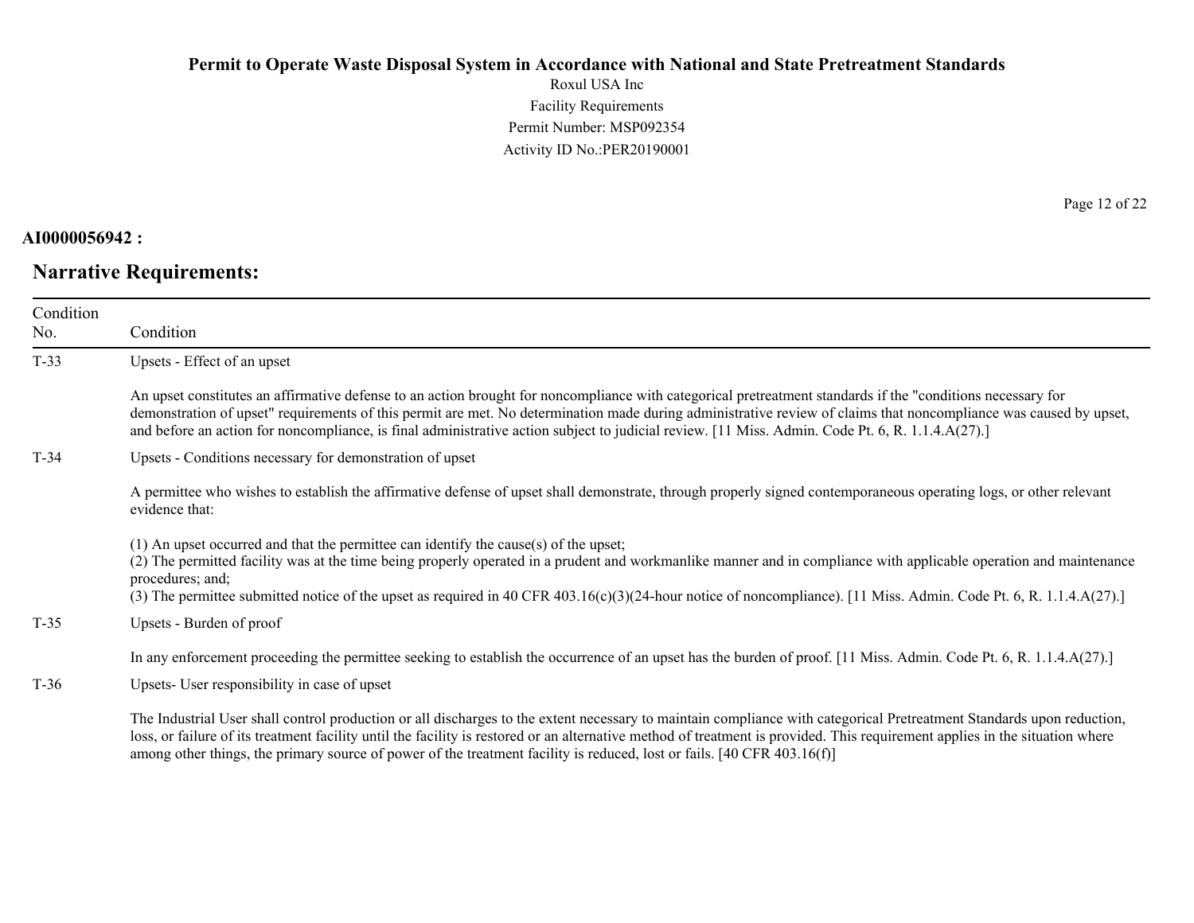**Permit to Operate Waste Disposal System in Accordance with National and State Pretreatment Standards**

Roxul USA Inc

Facility Requirements

Permit Number: MSP092354

Activity ID No.:PER20190001

**AI0000056942 :**

## Narrative Requirements:

| Condition No. | Condition |
|---|---|
| T-33 | Upsets - Effect of an upset<br><br>An upset constitutes an affirmative defense to an action brought for noncompliance with categorical pretreatment standards if the "conditions necessary for demonstration of upset" requirements of this permit are met. No determination made during administrative review of claims that noncompliance was caused by upset, and before an action for noncompliance, is final administrative action subject to judicial review. [11 Miss. Admin. Code Pt. 6, R. 1.1.4.A(27).] |
| T-34 | Upsets - Conditions necessary for demonstration of upset<br><br>A permittee who wishes to establish the affirmative defense of upset shall demonstrate, through properly signed contemporaneous operating logs, or other relevant evidence that:<br><br>(1) An upset occurred and that the permittee can identify the cause(s) of the upset;<br>(2) The permitted facility was at the time being properly operated in a prudent and workmanlike manner and in compliance with applicable operation and maintenance procedures; and;<br>(3) The permittee submitted notice of the upset as required in 40 CFR 403.16(c)(3)(24-hour notice of noncompliance). [11 Miss. Admin. Code Pt. 6, R. 1.1.4.A(27).] |
| T-35 | Upsets - Burden of proof<br><br>In any enforcement proceeding the permittee seeking to establish the occurrence of an upset has the burden of proof. [11 Miss. Admin. Code Pt. 6, R. 1.1.4.A(27).] |
| T-36 | Upsets- User responsibility in case of upset<br><br>The Industrial User shall control production or all discharges to the extent necessary to maintain compliance with categorical Pretreatment Standards upon reduction, loss, or failure of its treatment facility until the facility is restored or an alternative method of treatment is provided. This requirement applies in the situation where among other things, the primary source of power of the treatment facility is reduced, lost or fails. [40 CFR 403.16(f)] |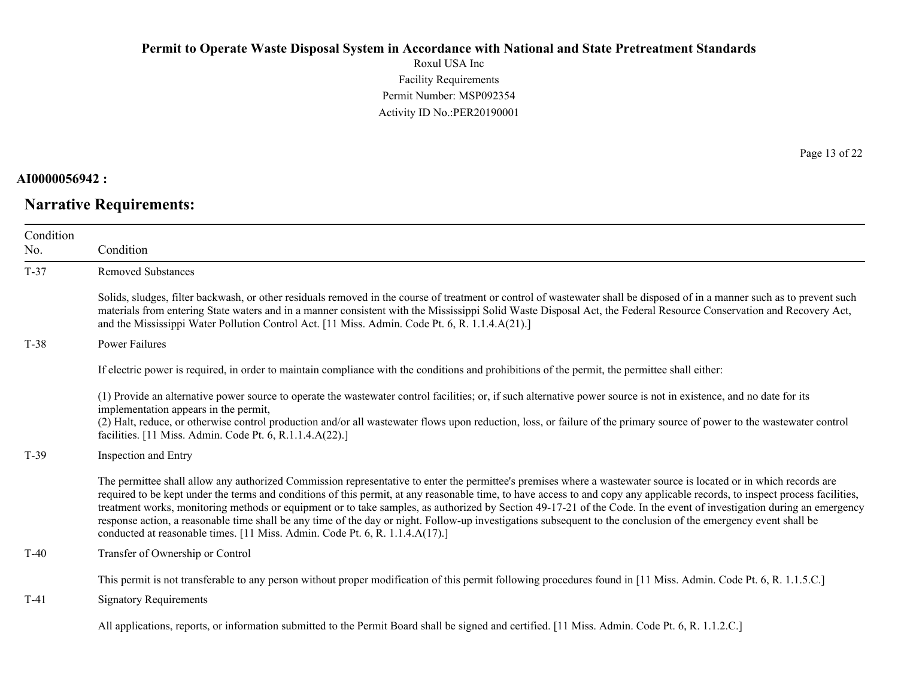**AI0000056942 :**

## Narrative Requirements:

| Condition No. | Condition |
|---|---|
| T-37 | Removed Substances<br><br>Solids, sludges, filter backwash, or other residuals removed in the course of treatment or control of wastewater shall be disposed of in a manner such as to prevent such materials from entering State waters and in a manner consistent with the Mississippi Solid Waste Disposal Act, the Federal Resource Conservation and Recovery Act, and the Mississippi Water Pollution Control Act. [11 Miss. Admin. Code Pt. 6, R. 1.1.4.A(21).] |
| T-38 | Power Failures<br><br>If electric power is required, in order to maintain compliance with the conditions and prohibitions of the permit, the permittee shall either:<br><br>(1) Provide an alternative power source to operate the wastewater control facilities; or, if such alternative power source is not in existence, and no date for its implementation appears in the permit,<br>(2) Halt, reduce, or otherwise control production and/or all wastewater flows upon reduction, loss, or failure of the primary source of power to the wastewater control facilities. [11 Miss. Admin. Code Pt. 6, R.1.1.4.A(22).] |
| T-39 | Inspection and Entry<br><br>The permittee shall allow any authorized Commission representative to enter the permittee's premises where a wastewater source is located or in which records are required to be kept under the terms and conditions of this permit, at any reasonable time, to have access to and copy any applicable records, to inspect process facilities, treatment works, monitoring methods or equipment or to take samples, as authorized by Section 49-17-21 of the Code. In the event of investigation during an emergency response action, a reasonable time shall be any time of the day or night. Follow-up investigations subsequent to the conclusion of the emergency event shall be conducted at reasonable times. [11 Miss. Admin. Code Pt. 6, R. 1.1.4.A(17).] |
| T-40 | Transfer of Ownership or Control<br><br>This permit is not transferable to any person without proper modification of this permit following procedures found in [11 Miss. Admin. Code Pt. 6, R. 1.1.5.C.] |
| T-41 | Signatory Requirements<br><br>All applications, reports, or information submitted to the Permit Board shall be signed and certified. [11 Miss. Admin. Code Pt. 6, R. 1.1.2.C.] |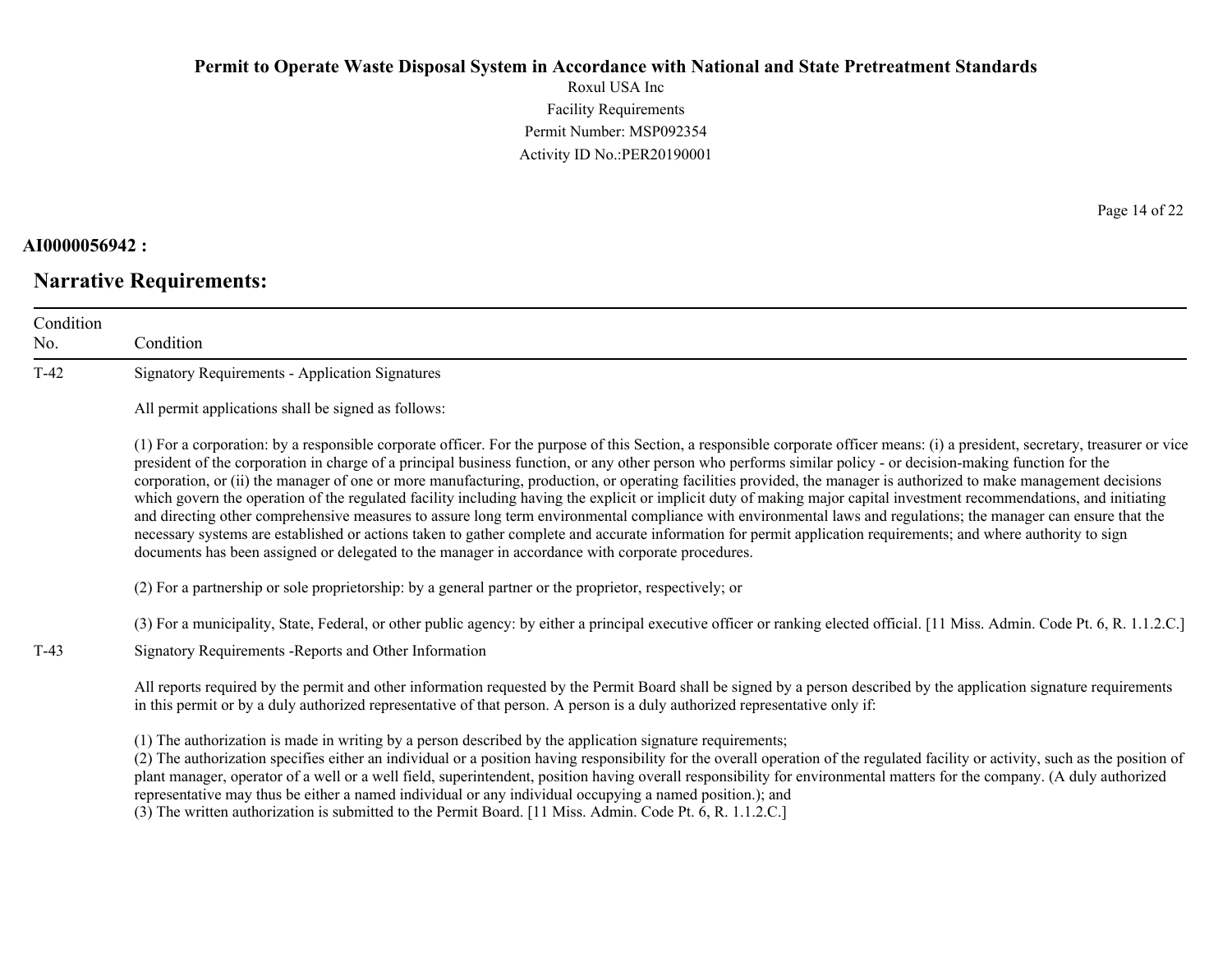**AI0000056942 :**

## Narrative Requirements:

| Condition No. | Condition |
| --- | --- |
| T-42 | Signatory Requirements - Application Signatures<br><br>All permit applications shall be signed as follows:<br><br>(1) For a corporation: by a responsible corporate officer. For the purpose of this Section, a responsible corporate officer means: (i) a president, secretary, treasurer or vice president of the corporation in charge of a principal business function, or any other person who performs similar policy - or decision-making function for the corporation, or (ii) the manager of one or more manufacturing, production, or operating facilities provided, the manager is authorized to make management decisions which govern the operation of the regulated facility including having the explicit or implicit duty of making major capital investment recommendations, and initiating and directing other comprehensive measures to assure long term environmental compliance with environmental laws and regulations; the manager can ensure that the necessary systems are established or actions taken to gather complete and accurate information for permit application requirements; and where authority to sign documents has been assigned or delegated to the manager in accordance with corporate procedures.<br><br>(2) For a partnership or sole proprietorship: by a general partner or the proprietor, respectively; or<br><br>(3) For a municipality, State, Federal, or other public agency: by either a principal executive officer or ranking elected official. [11 Miss. Admin. Code Pt. 6, R. 1.1.2.C.] |
| T-43 | Signatory Requirements -Reports and Other Information<br><br>All reports required by the permit and other information requested by the Permit Board shall be signed by a person described by the application signature requirements in this permit or by a duly authorized representative of that person. A person is a duly authorized representative only if:<br><br>(1) The authorization is made in writing by a person described by the application signature requirements;<br>(2) The authorization specifies either an individual or a position having responsibility for the overall operation of the regulated facility or activity, such as the position of plant manager, operator of a well or a well field, superintendent, position having overall responsibility for environmental matters for the company. (A duly authorized representative may thus be either a named individual or any individual occupying a named position.); and<br>(3) The written authorization is submitted to the Permit Board. [11 Miss. Admin. Code Pt. 6, R. 1.1.2.C.] |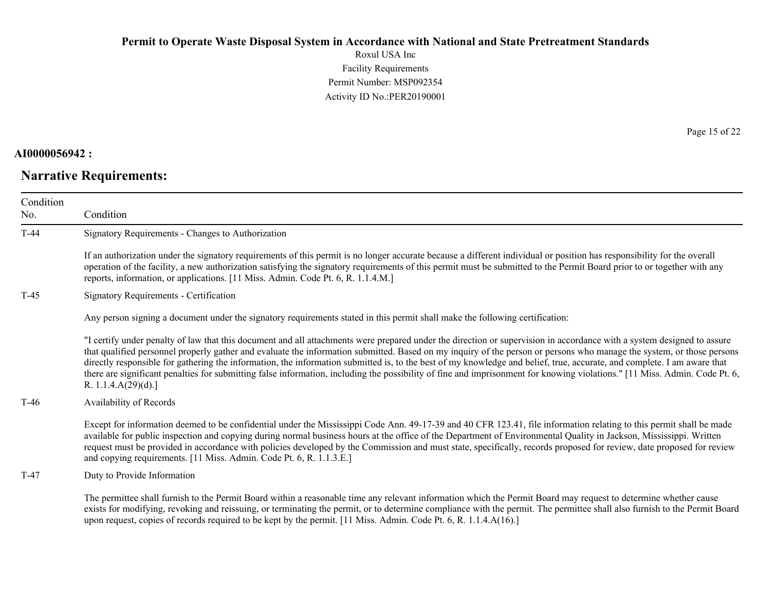**AI0000056942 :**

## Narrative Requirements:

| Condition No. | Condition |
|---|---|
| T-44 | Signatory Requirements - Changes to Authorization<br><br>If an authorization under the signatory requirements of this permit is no longer accurate because a different individual or position has responsibility for the overall operation of the facility, a new authorization satisfying the signatory requirements of this permit must be submitted to the Permit Board prior to or together with any reports, information, or applications. [11 Miss. Admin. Code Pt. 6, R. 1.1.4.M.] |
| T-45 | Signatory Requirements - Certification<br><br>Any person signing a document under the signatory requirements stated in this permit shall make the following certification:<br><br>"I certify under penalty of law that this document and all attachments were prepared under the direction or supervision in accordance with a system designed to assure that qualified personnel properly gather and evaluate the information submitted. Based on my inquiry of the person or persons who manage the system, or those persons directly responsible for gathering the information, the information submitted is, to the best of my knowledge and belief, true, accurate, and complete. I am aware that there are significant penalties for submitting false information, including the possibility of fine and imprisonment for knowing violations." [11 Miss. Admin. Code Pt. 6, R. 1.1.4.A(29)(d).] |
| T-46 | Availability of Records<br><br>Except for information deemed to be confidential under the Mississippi Code Ann. 49-17-39 and 40 CFR 123.41, file information relating to this permit shall be made available for public inspection and copying during normal business hours at the office of the Department of Environmental Quality in Jackson, Mississippi. Written request must be provided in accordance with policies developed by the Commission and must state, specifically, records proposed for review, date proposed for review and copying requirements. [11 Miss. Admin. Code Pt. 6, R. 1.1.3.E.] |
| T-47 | Duty to Provide Information<br><br>The permittee shall furnish to the Permit Board within a reasonable time any relevant information which the Permit Board may request to determine whether cause exists for modifying, revoking and reissuing, or terminating the permit, or to determine compliance with the permit. The permittee shall also furnish to the Permit Board upon request, copies of records required to be kept by the permit. [11 Miss. Admin. Code Pt. 6, R. 1.1.4.A(16).] |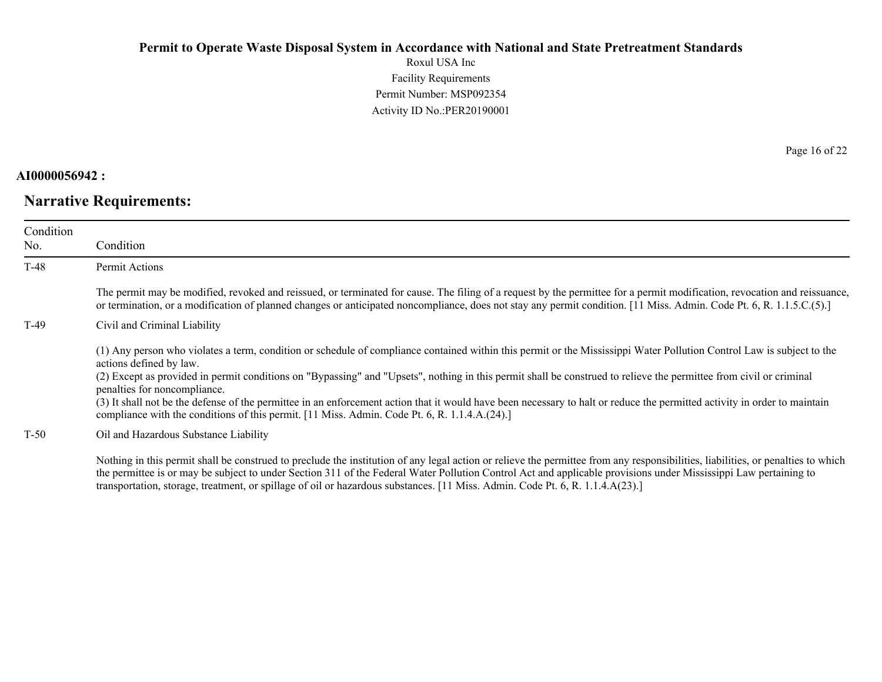**AI0000056942 :**

## Narrative Requirements:

| Condition No. | Condition |
|---|---|
| T-48 | Permit Actions<br><br>The permit may be modified, revoked and reissued, or terminated for cause. The filing of a request by the permittee for a permit modification, revocation and reissuance, or termination, or a modification of planned changes or anticipated noncompliance, does not stay any permit condition. [11 Miss. Admin. Code Pt. 6, R. 1.1.5.C.(5).] |
| T-49 | Civil and Criminal Liability<br><br>(1) Any person who violates a term, condition or schedule of compliance contained within this permit or the Mississippi Water Pollution Control Law is subject to the actions defined by law.<br>(2) Except as provided in permit conditions on "Bypassing" and "Upsets", nothing in this permit shall be construed to relieve the permittee from civil or criminal penalties for noncompliance.<br>(3) It shall not be the defense of the permittee in an enforcement action that it would have been necessary to halt or reduce the permitted activity in order to maintain compliance with the conditions of this permit. [11 Miss. Admin. Code Pt. 6, R. 1.1.4.A.(24).] |
| T-50 | Oil and Hazardous Substance Liability<br><br>Nothing in this permit shall be construed to preclude the institution of any legal action or relieve the permittee from any responsibilities, liabilities, or penalties to which the permittee is or may be subject to under Section 311 of the Federal Water Pollution Control Act and applicable provisions under Mississippi Law pertaining to transportation, storage, treatment, or spillage of oil or hazardous substances. [11 Miss. Admin. Code Pt. 6, R. 1.1.4.A(23).] |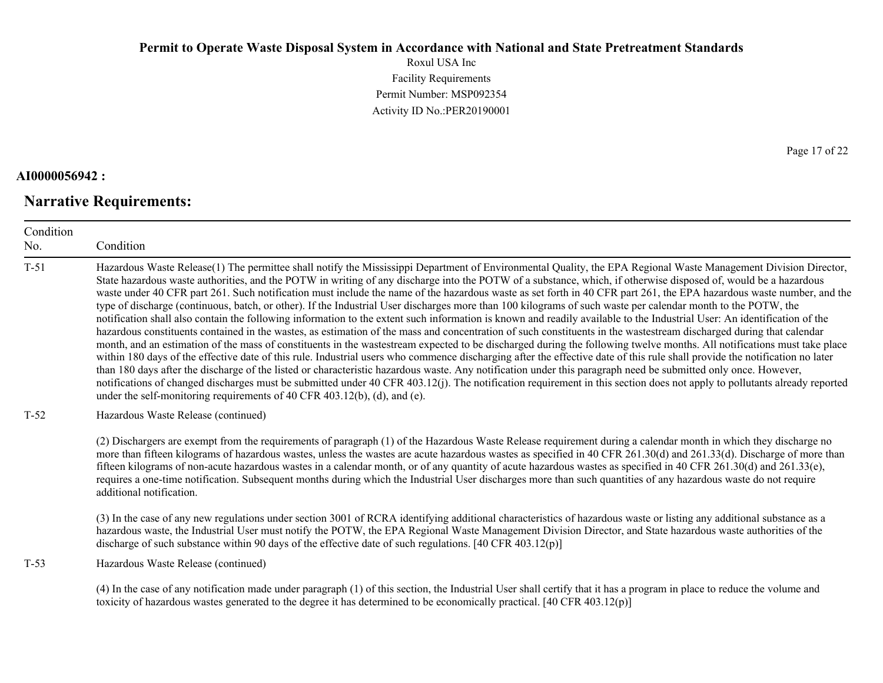**AI0000056942 :**

## Narrative Requirements:

| Condition No. | Condition |
|---|---|
| T-51 | Hazardous Waste Release(1) The permittee shall notify the Mississippi Department of Environmental Quality, the EPA Regional Waste Management Division Director, State hazardous waste authorities, and the POTW in writing of any discharge into the POTW of a substance, which, if otherwise disposed of, would be a hazardous waste under 40 CFR part 261. Such notification must include the name of the hazardous waste as set forth in 40 CFR part 261, the EPA hazardous waste number, and the type of discharge (continuous, batch, or other). If the Industrial User discharges more than 100 kilograms of such waste per calendar month to the POTW, the notification shall also contain the following information to the extent such information is known and readily available to the Industrial User: An identification of the hazardous constituents contained in the wastes, as estimation of the mass and concentration of such constituents in the wastestream discharged during that calendar month, and an estimation of the mass of constituents in the wastestream expected to be discharged during the following twelve months. All notifications must take place within 180 days of the effective date of this rule. Industrial users who commence discharging after the effective date of this rule shall provide the notification no later than 180 days after the discharge of the listed or characteristic hazardous waste. Any notification under this paragraph need be submitted only once. However, notifications of changed discharges must be submitted under 40 CFR 403.12(j). The notification requirement in this section does not apply to pollutants already reported under the self-monitoring requirements of 40 CFR 403.12(b), (d), and (e). |
| T-52 | Hazardous Waste Release (continued)<br><br>(2) Dischargers are exempt from the requirements of paragraph (1) of the Hazardous Waste Release requirement during a calendar month in which they discharge no more than fifteen kilograms of hazardous wastes, unless the wastes are acute hazardous wastes as specified in 40 CFR 261.30(d) and 261.33(d). Discharge of more than fifteen kilograms of non-acute hazardous wastes in a calendar month, or of any quantity of acute hazardous wastes as specified in 40 CFR 261.30(d) and 261.33(e), requires a one-time notification. Subsequent months during which the Industrial User discharges more than such quantities of any hazardous waste do not require additional notification.<br><br>(3) In the case of any new regulations under section 3001 of RCRA identifying additional characteristics of hazardous waste or listing any additional substance as a hazardous waste, the Industrial User must notify the POTW, the EPA Regional Waste Management Division Director, and State hazardous waste authorities of the discharge of such substance within 90 days of the effective date of such regulations. [40 CFR 403.12(p)] |
| T-53 | Hazardous Waste Release (continued)<br><br>(4) In the case of any notification made under paragraph (1) of this section, the Industrial User shall certify that it has a program in place to reduce the volume and toxicity of hazardous wastes generated to the degree it has determined to be economically practical. [40 CFR 403.12(p)] |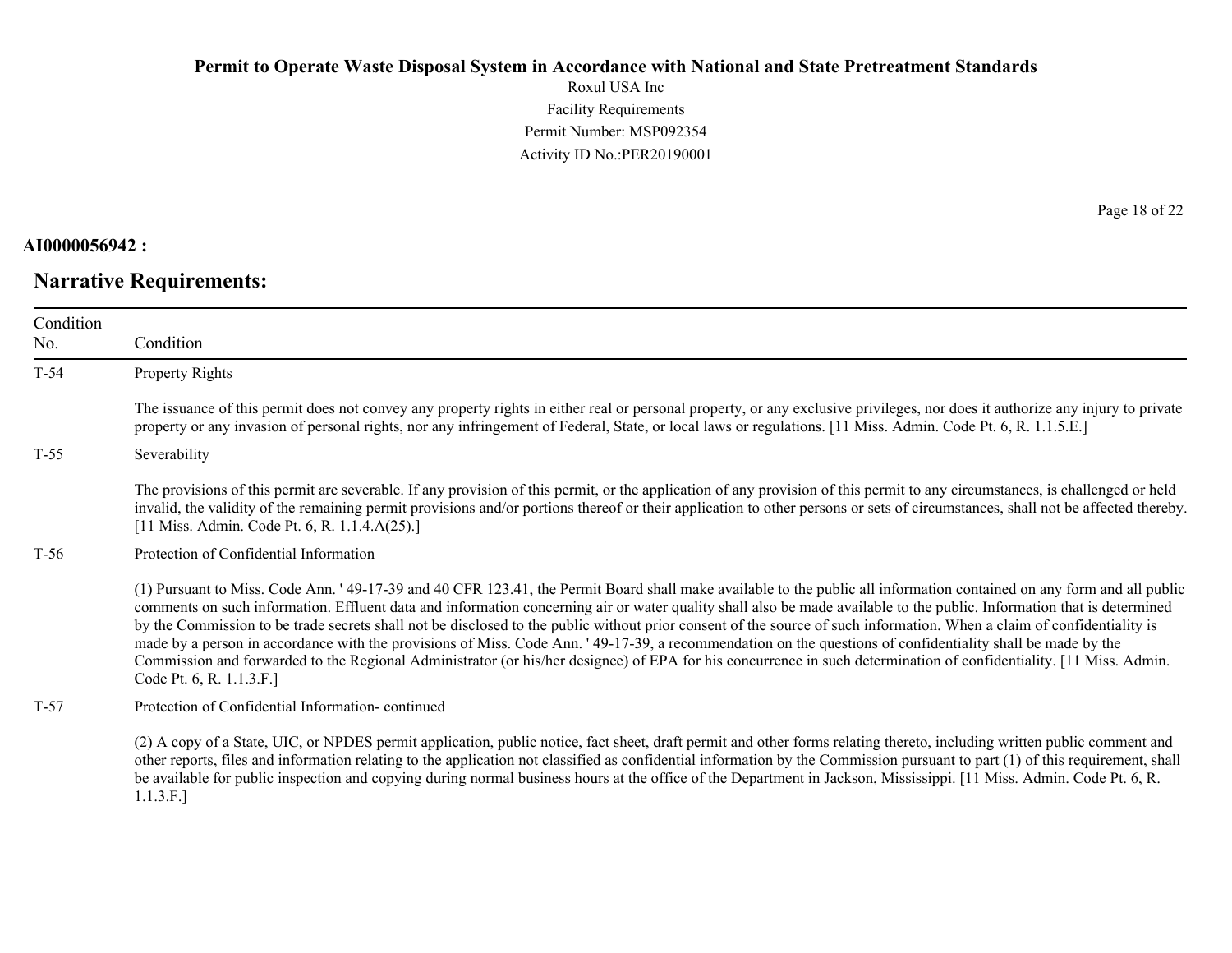**AI0000056942 :**

## Narrative Requirements:

| Condition No. | Condition |
|---|---|
| T-54 | Property Rights<br><br>The issuance of this permit does not convey any property rights in either real or personal property, or any exclusive privileges, nor does it authorize any injury to private property or any invasion of personal rights, nor any infringement of Federal, State, or local laws or regulations. [11 Miss. Admin. Code Pt. 6, R. 1.1.5.E.] |
| T-55 | Severability<br><br>The provisions of this permit are severable. If any provision of this permit, or the application of any provision of this permit to any circumstances, is challenged or held invalid, the validity of the remaining permit provisions and/or portions thereof or their application to other persons or sets of circumstances, shall not be affected thereby. [11 Miss. Admin. Code Pt. 6, R. 1.1.4.A(25).] |
| T-56 | Protection of Confidential Information<br><br>(1) Pursuant to Miss. Code Ann. ' 49-17-39 and 40 CFR 123.41, the Permit Board shall make available to the public all information contained on any form and all public comments on such information. Effluent data and information concerning air or water quality shall also be made available to the public. Information that is determined by the Commission to be trade secrets shall not be disclosed to the public without prior consent of the source of such information. When a claim of confidentiality is made by a person in accordance with the provisions of Miss. Code Ann. ' 49-17-39, a recommendation on the questions of confidentiality shall be made by the Commission and forwarded to the Regional Administrator (or his/her designee) of EPA for his concurrence in such determination of confidentiality. [11 Miss. Admin. Code Pt. 6, R. 1.1.3.F.] |
| T-57 | Protection of Confidential Information- continued<br><br>(2) A copy of a State, UIC, or NPDES permit application, public notice, fact sheet, draft permit and other forms relating thereto, including written public comment and other reports, files and information relating to the application not classified as confidential information by the Commission pursuant to part (1) of this requirement, shall be available for public inspection and copying during normal business hours at the office of the Department in Jackson, Mississippi. [11 Miss. Admin. Code Pt. 6, R. 1.1.3.F.] |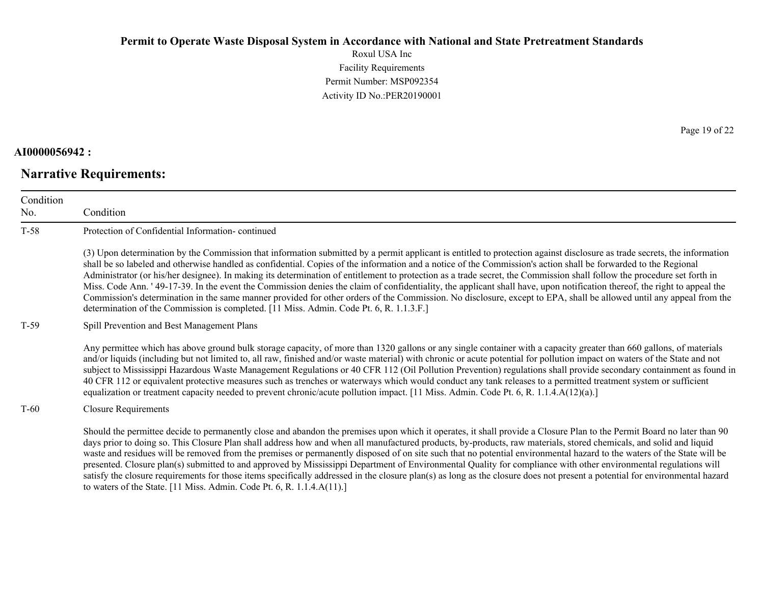**AI0000056942 :**

## Narrative Requirements:

| Condition No. | Condition |
|---|---|
| T-58 | Protection of Confidential Information- continued<br><br>(3) Upon determination by the Commission that information submitted by a permit applicant is entitled to protection against disclosure as trade secrets, the information shall be so labeled and otherwise handled as confidential. Copies of the information and a notice of the Commission's action shall be forwarded to the Regional Administrator (or his/her designee). In making its determination of entitlement to protection as a trade secret, the Commission shall follow the procedure set forth in Miss. Code Ann. ' 49-17-39. In the event the Commission denies the claim of confidentiality, the applicant shall have, upon notification thereof, the right to appeal the Commission's determination in the same manner provided for other orders of the Commission. No disclosure, except to EPA, shall be allowed until any appeal from the determination of the Commission is completed. [11 Miss. Admin. Code Pt. 6, R. 1.1.3.F.] |
| T-59 | Spill Prevention and Best Management Plans<br><br>Any permittee which has above ground bulk storage capacity, of more than 1320 gallons or any single container with a capacity greater than 660 gallons, of materials and/or liquids (including but not limited to, all raw, finished and/or waste material) with chronic or acute potential for pollution impact on waters of the State and not subject to Mississippi Hazardous Waste Management Regulations or 40 CFR 112 (Oil Pollution Prevention) regulations shall provide secondary containment as found in 40 CFR 112 or equivalent protective measures such as trenches or waterways which would conduct any tank releases to a permitted treatment system or sufficient equalization or treatment capacity needed to prevent chronic/acute pollution impact. [11 Miss. Admin. Code Pt. 6, R. 1.1.4.A(12)(a).] |
| T-60 | Closure Requirements<br><br>Should the permittee decide to permanently close and abandon the premises upon which it operates, it shall provide a Closure Plan to the Permit Board no later than 90 days prior to doing so. This Closure Plan shall address how and when all manufactured products, by-products, raw materials, stored chemicals, and solid and liquid waste and residues will be removed from the premises or permanently disposed of on site such that no potential environmental hazard to the waters of the State will be presented. Closure plan(s) submitted to and approved by Mississippi Department of Environmental Quality for compliance with other environmental regulations will satisfy the closure requirements for those items specifically addressed in the closure plan(s) as long as the closure does not present a potential for environmental hazard to waters of the State. [11 Miss. Admin. Code Pt. 6, R. 1.1.4.A(11).] |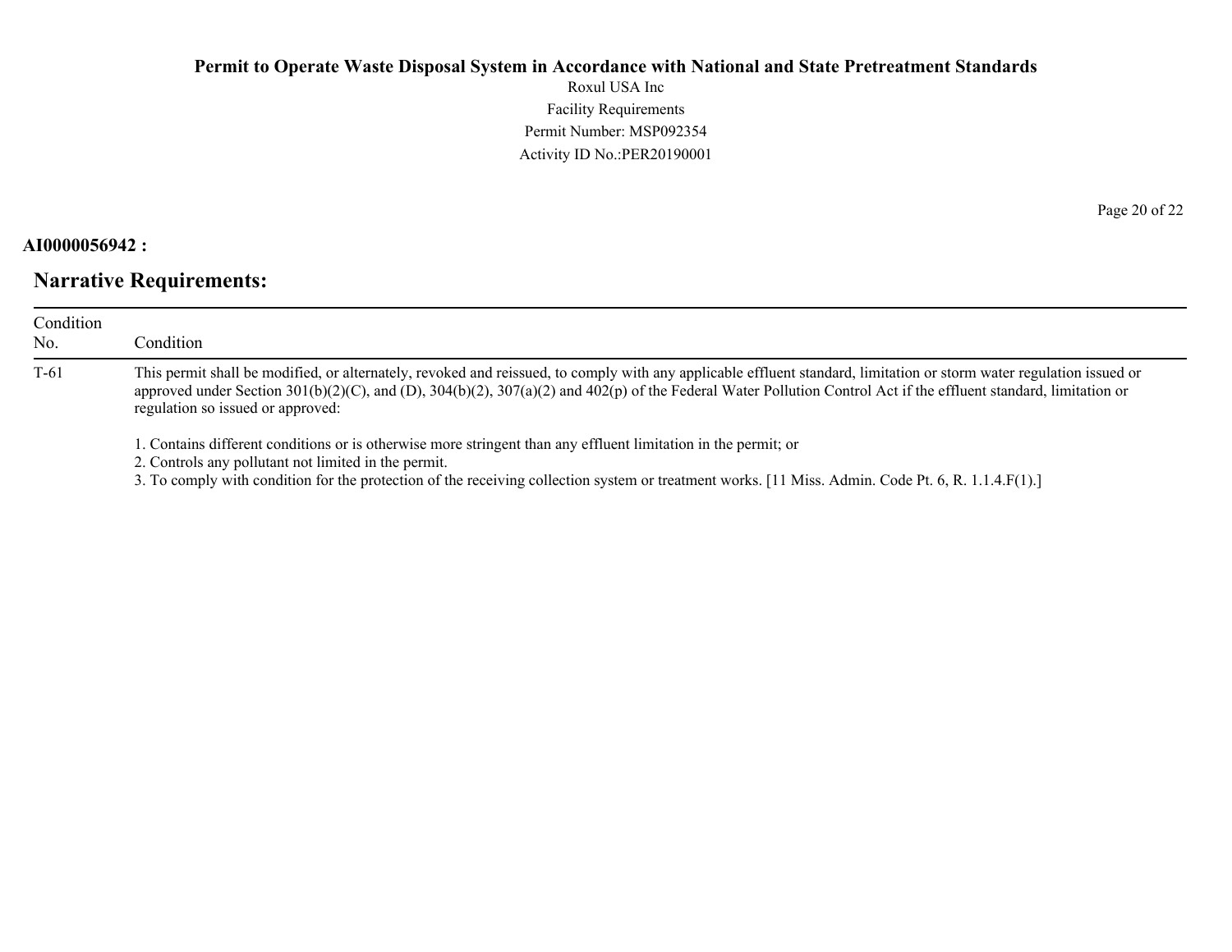**AI0000056942 :**

## Narrative Requirements:

| Condition No. | Condition |
|---|---|
| T-61 | This permit shall be modified, or alternately, revoked and reissued, to comply with any applicable effluent standard, limitation or storm water regulation issued or approved under Section 301(b)(2)(C), and (D), 304(b)(2), 307(a)(2) and 402(p) of the Federal Water Pollution Control Act if the effluent standard, limitation or regulation so issued or approved:<br><br>1. Contains different conditions or is otherwise more stringent than any effluent limitation in the permit; or<br>2. Controls any pollutant not limited in the permit.<br>3. To comply with condition for the protection of the receiving collection system or treatment works. [11 Miss. Admin. Code Pt. 6, R. 1.1.4.F(1).] |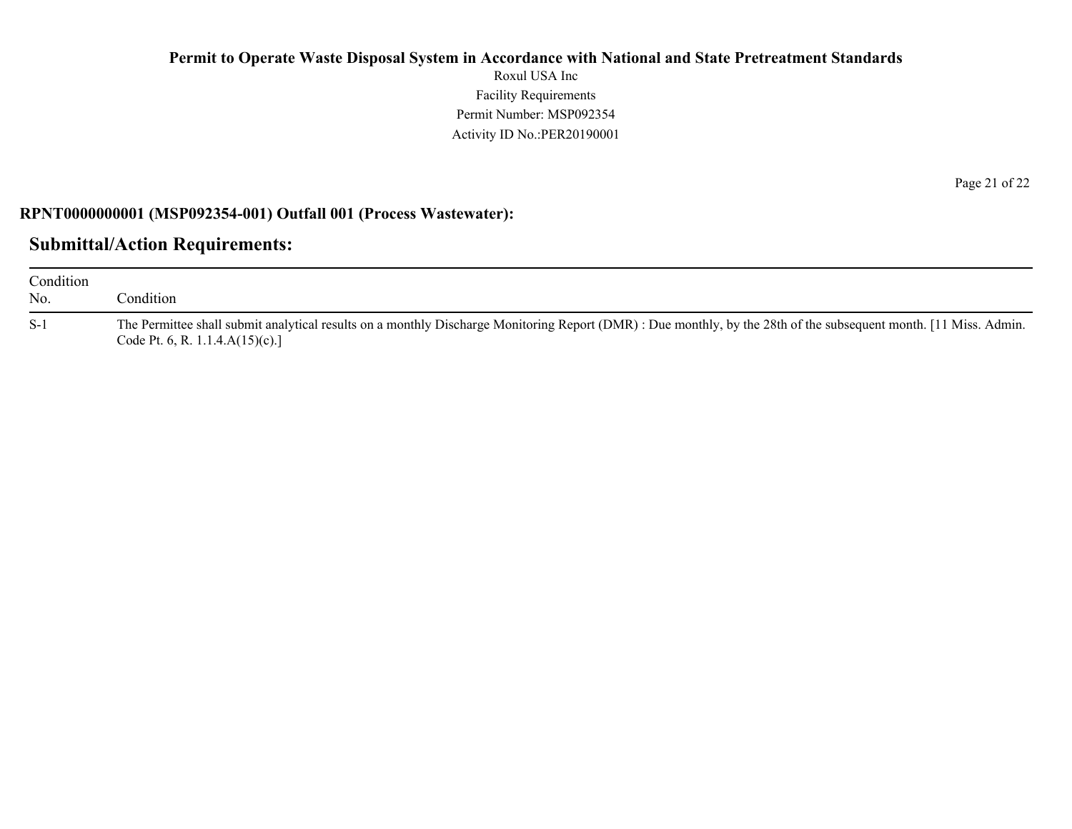**RPNT0000000001 (MSP092354-001) Outfall 001 (Process Wastewater):**

## Submittal/Action Requirements:

| Condition No. | Condition |
| --- | --- |
| S-1 | The Permittee shall submit analytical results on a monthly Discharge Monitoring Report (DMR) : Due monthly, by the 28th of the subsequent month. [11 Miss. Admin. Code Pt. 6, R. 1.1.4.A(15)(c).] |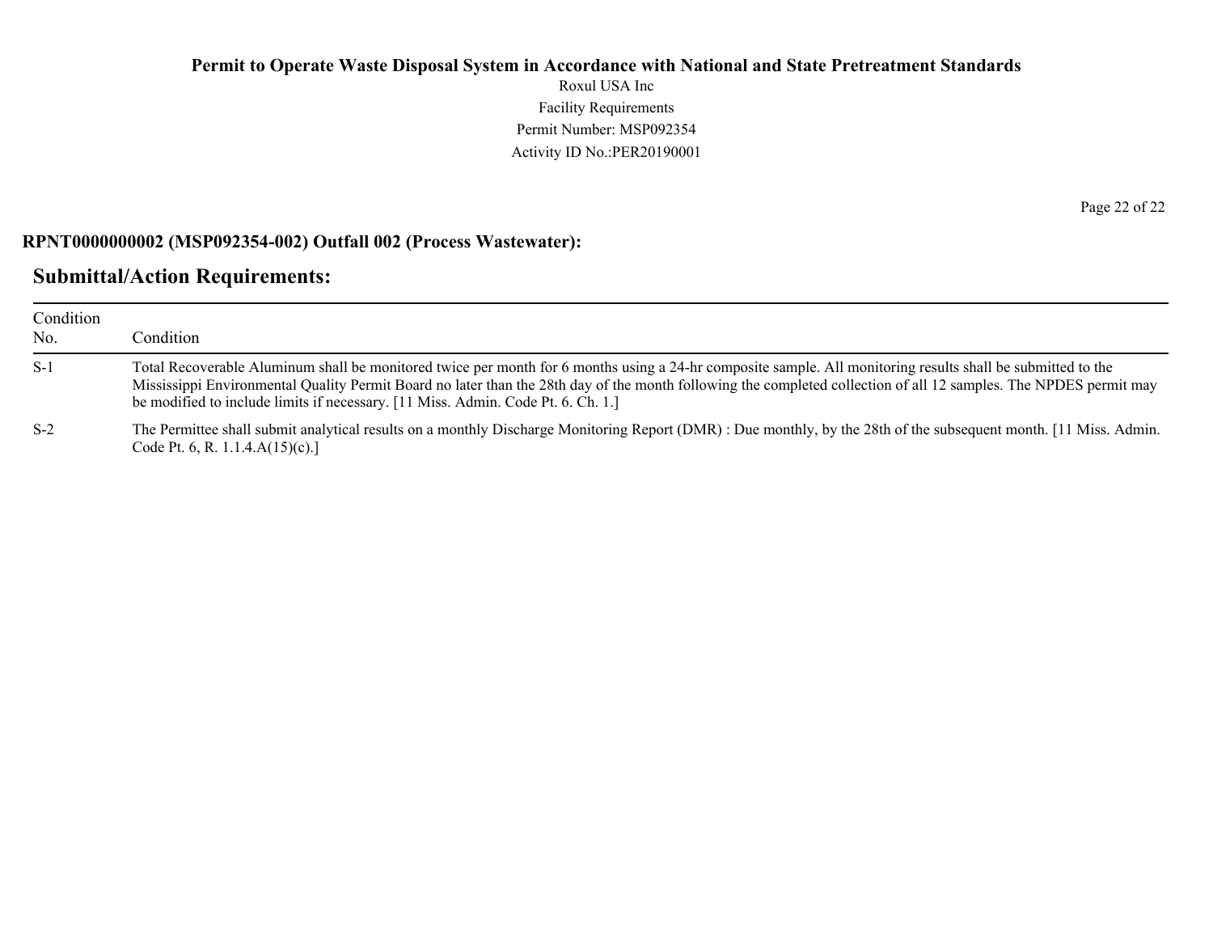**RPNT0000000002 (MSP092354-002) Outfall 002 (Process Wastewater):**

## Submittal/Action Requirements:

| Condition No. | Condition |
|---|---|
| S-1 | Total Recoverable Aluminum shall be monitored twice per month for 6 months using a 24-hr composite sample. All monitoring results shall be submitted to the Mississippi Environmental Quality Permit Board no later than the 28th day of the month following the completed collection of all 12 samples. The NPDES permit may be modified to include limits if necessary. [11 Miss. Admin. Code Pt. 6. Ch. 1.] |
| S-2 | The Permittee shall submit analytical results on a monthly Discharge Monitoring Report (DMR) : Due monthly, by the 28th of the subsequent month. [11 Miss. Admin. Code Pt. 6, R. 1.1.4.A(15)(c).] |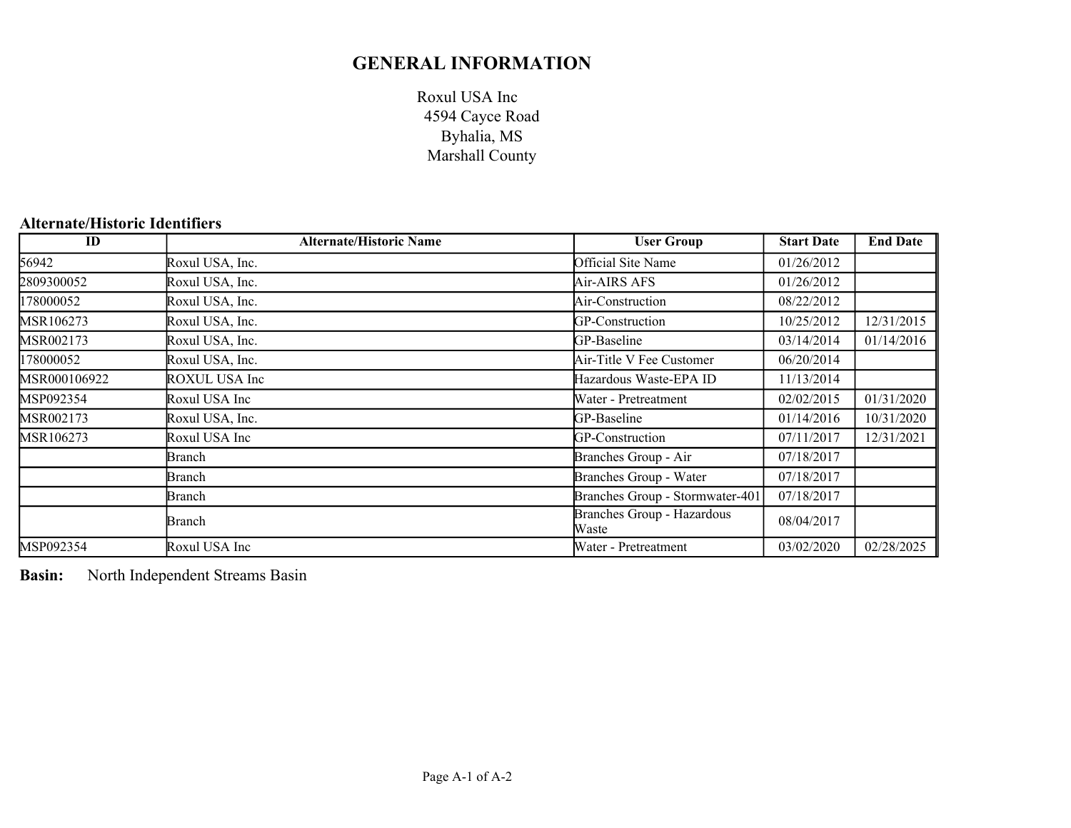# GENERAL INFORMATION

Roxul USA Inc
4594 Cayce Road
Byhalia, MS
Marshall County

## Alternate/Historic Identifiers

| ID | Alternate/Historic Name | User Group | Start Date | End Date |
|---|---|---|---|---|
| 56942 | Roxul USA, Inc. | Official Site Name | 01/26/2012 | |
| 2809300052 | Roxul USA, Inc. | Air-AIRS AFS | 01/26/2012 | |
| 178000052 | Roxul USA, Inc. | Air-Construction | 08/22/2012 | |
| MSR106273 | Roxul USA, Inc. | GP-Construction | 10/25/2012 | 12/31/2015 |
| MSR002173 | Roxul USA, Inc. | GP-Baseline | 03/14/2014 | 01/14/2016 |
| 178000052 | Roxul USA, Inc. | Air-Title V Fee Customer | 06/20/2014 | |
| MSR000106922 | ROXUL USA Inc | Hazardous Waste-EPA ID | 11/13/2014 | |
| MSP092354 | Roxul USA Inc | Water - Pretreatment | 02/02/2015 | 01/31/2020 |
| MSR002173 | Roxul USA, Inc. | GP-Baseline | 01/14/2016 | 10/31/2020 |
| MSR106273 | Roxul USA Inc | GP-Construction | 07/11/2017 | 12/31/2021 |
| | Branch | Branches Group - Air | 07/18/2017 | |
| | Branch | Branches Group - Water | 07/18/2017 | |
| | Branch | Branches Group - Stormwater-401 | 07/18/2017 | |
| | Branch | Branches Group - Hazardous Waste | 08/04/2017 | |
| MSP092354 | Roxul USA Inc | Water - Pretreatment | 03/02/2020 | 02/28/2025 |

**Basin:** North Independent Streams Basin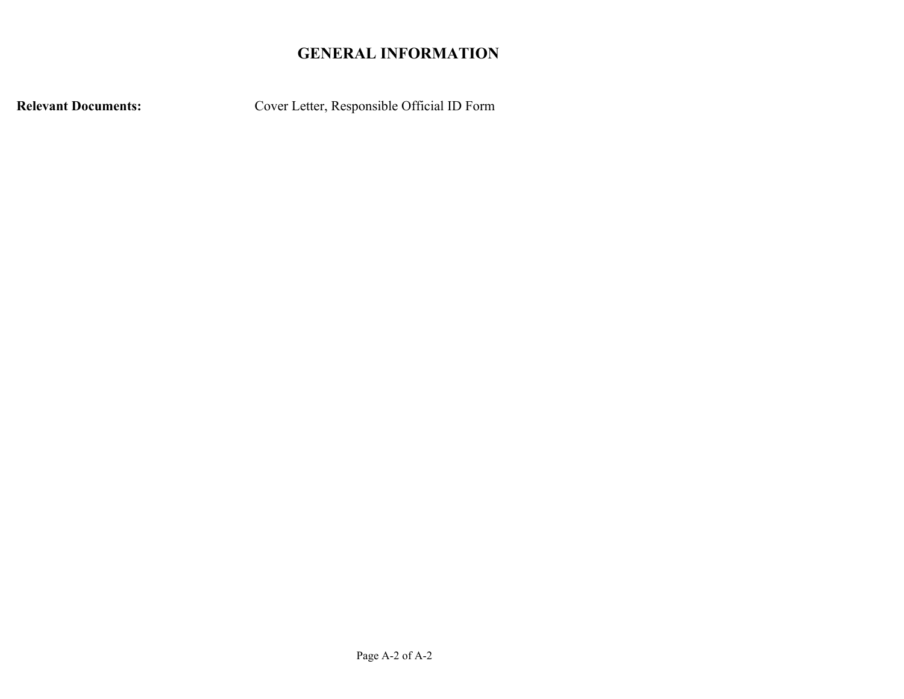# GENERAL INFORMATION

**Relevant Documents:** Cover Letter, Responsible Official ID Form